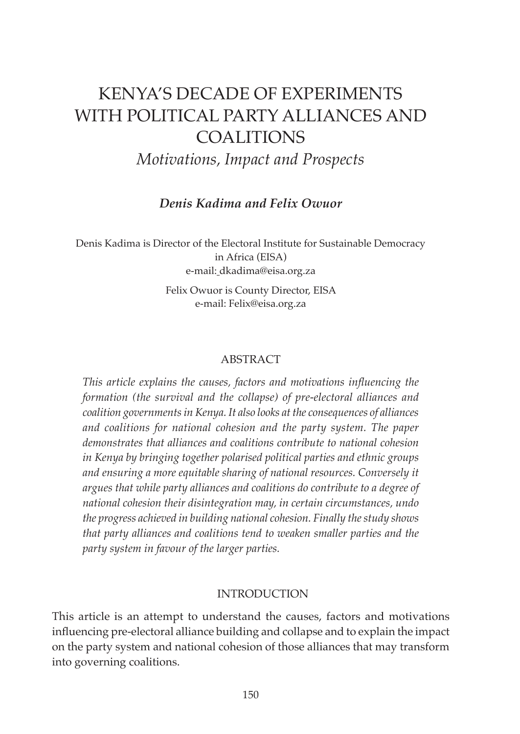# KENYA'S DECADE OF EXPERIMENTS WITH POLITICAL PARTY ALLIANCES AND COALITIONS

## *Motivations, Impact and Prospects*

***Denis Kadima and Felix Owuor***

Denis Kadima is Director of the Electoral Institute for Sustainable Democracy in Africa (EISA)
e-mail: dkadima@eisa.org.za

Felix Owuor is County Director, EISA
e-mail: Felix@eisa.org.za

### ABSTRACT

*This article explains the causes, factors and motivations influencing the formation (the survival and the collapse) of pre-electoral alliances and coalition governments in Kenya. It also looks at the consequences of alliances and coalitions for national cohesion and the party system. The paper demonstrates that alliances and coalitions contribute to national cohesion in Kenya by bringing together polarised political parties and ethnic groups and ensuring a more equitable sharing of national resources. Conversely it argues that while party alliances and coalitions do contribute to a degree of national cohesion their disintegration may, in certain circumstances, undo the progress achieved in building national cohesion. Finally the study shows that party alliances and coalitions tend to weaken smaller parties and the party system in favour of the larger parties.*

### INTRODUCTION

This article is an attempt to understand the causes, factors and motivations influencing pre-electoral alliance building and collapse and to explain the impact on the party system and national cohesion of those alliances that may transform into governing coalitions.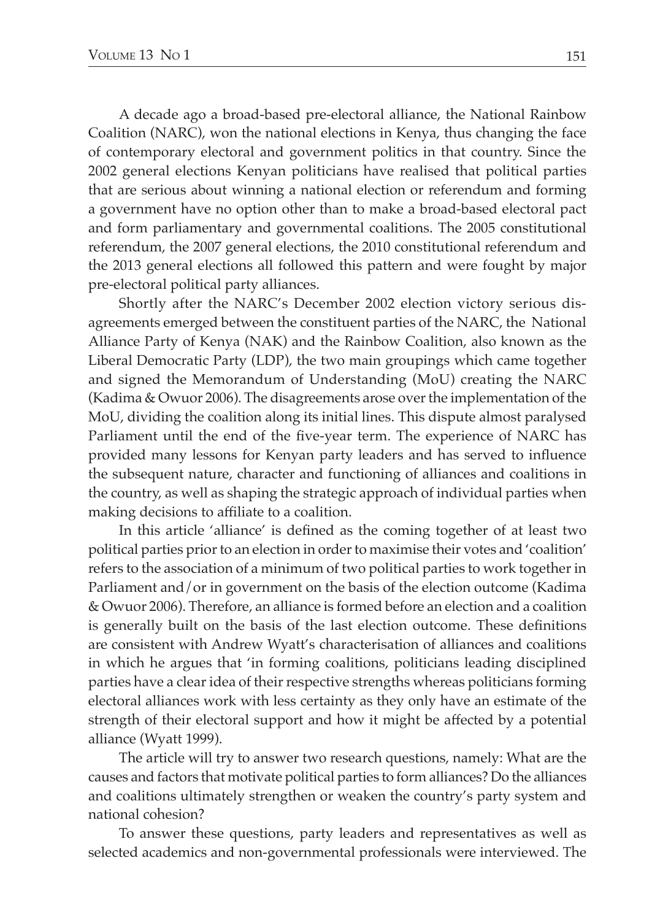A decade ago a broad-based pre-electoral alliance, the National Rainbow Coalition (NARC), won the national elections in Kenya, thus changing the face of contemporary electoral and government politics in that country. Since the 2002 general elections Kenyan politicians have realised that political parties that are serious about winning a national election or referendum and forming a government have no option other than to make a broad-based electoral pact and form parliamentary and governmental coalitions. The 2005 constitutional referendum, the 2007 general elections, the 2010 constitutional referendum and the 2013 general elections all followed this pattern and were fought by major pre-electoral political party alliances.

Shortly after the NARC's December 2002 election victory serious disagreements emerged between the constituent parties of the NARC, the National Alliance Party of Kenya (NAK) and the Rainbow Coalition, also known as the Liberal Democratic Party (LDP), the two main groupings which came together and signed the Memorandum of Understanding (MoU) creating the NARC (Kadima & Owuor 2006). The disagreements arose over the implementation of the MoU, dividing the coalition along its initial lines. This dispute almost paralysed Parliament until the end of the five-year term. The experience of NARC has provided many lessons for Kenyan party leaders and has served to influence the subsequent nature, character and functioning of alliances and coalitions in the country, as well as shaping the strategic approach of individual parties when making decisions to affiliate to a coalition.

In this article 'alliance' is defined as the coming together of at least two political parties prior to an election in order to maximise their votes and 'coalition' refers to the association of a minimum of two political parties to work together in Parliament and/or in government on the basis of the election outcome (Kadima & Owuor 2006). Therefore, an alliance is formed before an election and a coalition is generally built on the basis of the last election outcome. These definitions are consistent with Andrew Wyatt's characterisation of alliances and coalitions in which he argues that 'in forming coalitions, politicians leading disciplined parties have a clear idea of their respective strengths whereas politicians forming electoral alliances work with less certainty as they only have an estimate of the strength of their electoral support and how it might be affected by a potential alliance (Wyatt 1999).

The article will try to answer two research questions, namely: What are the causes and factors that motivate political parties to form alliances? Do the alliances and coalitions ultimately strengthen or weaken the country's party system and national cohesion?

To answer these questions, party leaders and representatives as well as selected academics and non-governmental professionals were interviewed. The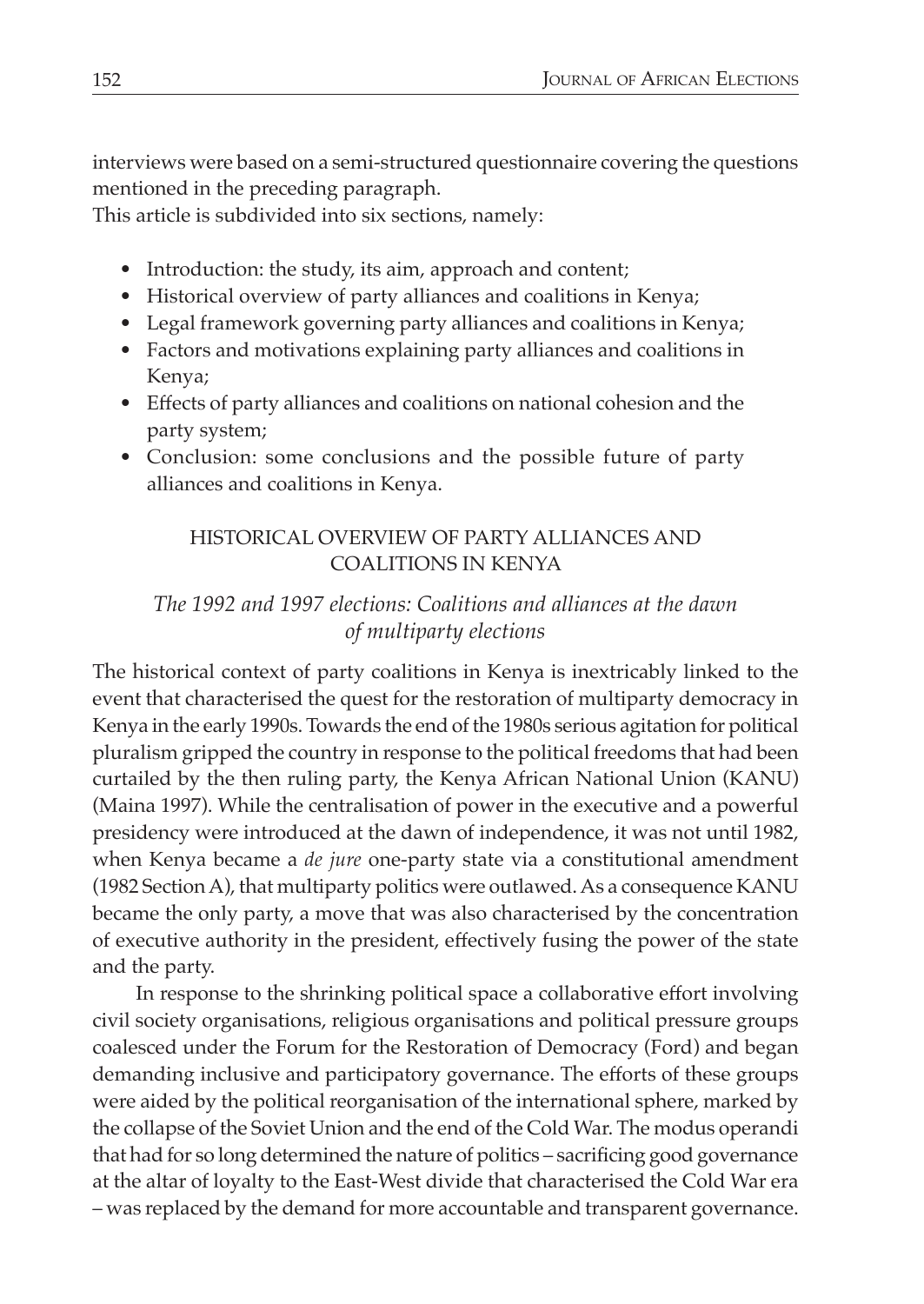interviews were based on a semi-structured questionnaire covering the questions mentioned in the preceding paragraph.

This article is subdivided into six sections, namely:

- Introduction: the study, its aim, approach and content;
- Historical overview of party alliances and coalitions in Kenya;
- Legal framework governing party alliances and coalitions in Kenya;
- Factors and motivations explaining party alliances and coalitions in Kenya;
- Effects of party alliances and coalitions on national cohesion and the party system;
- Conclusion: some conclusions and the possible future of party alliances and coalitions in Kenya.

## HISTORICAL OVERVIEW OF PARTY ALLIANCES AND COALITIONS IN KENYA

### *The 1992 and 1997 elections: Coalitions and alliances at the dawn of multiparty elections*

The historical context of party coalitions in Kenya is inextricably linked to the event that characterised the quest for the restoration of multiparty democracy in Kenya in the early 1990s. Towards the end of the 1980s serious agitation for political pluralism gripped the country in response to the political freedoms that had been curtailed by the then ruling party, the Kenya African National Union (KANU) (Maina 1997). While the centralisation of power in the executive and a powerful presidency were introduced at the dawn of independence, it was not until 1982, when Kenya became a *de jure* one-party state via a constitutional amendment (1982 Section A), that multiparty politics were outlawed. As a consequence KANU became the only party, a move that was also characterised by the concentration of executive authority in the president, effectively fusing the power of the state and the party.

In response to the shrinking political space a collaborative effort involving civil society organisations, religious organisations and political pressure groups coalesced under the Forum for the Restoration of Democracy (Ford) and began demanding inclusive and participatory governance. The efforts of these groups were aided by the political reorganisation of the international sphere, marked by the collapse of the Soviet Union and the end of the Cold War. The modus operandi that had for so long determined the nature of politics – sacrificing good governance at the altar of loyalty to the East-West divide that characterised the Cold War era – was replaced by the demand for more accountable and transparent governance.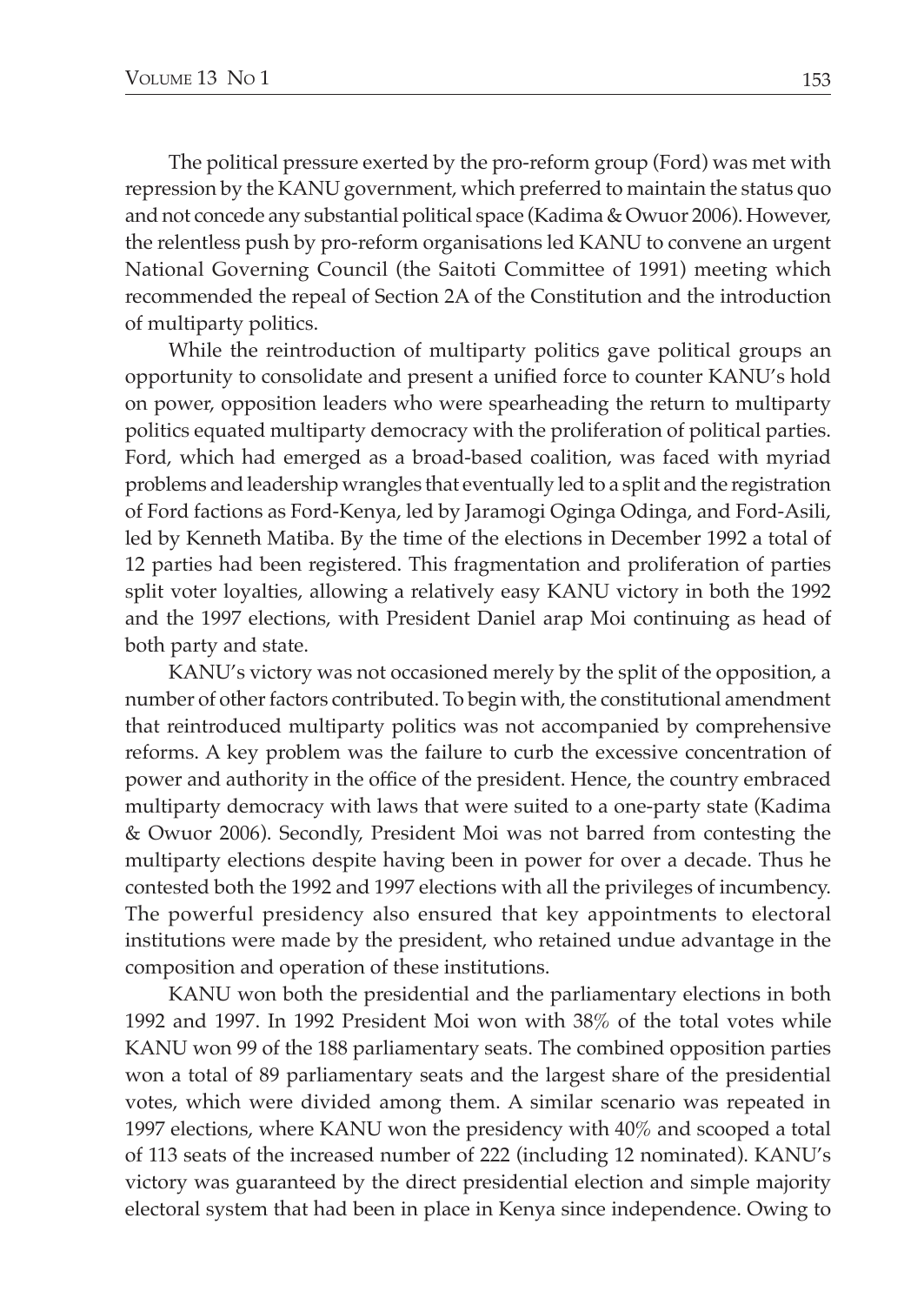The political pressure exerted by the pro-reform group (Ford) was met with repression by the KANU government, which preferred to maintain the status quo and not concede any substantial political space (Kadima & Owuor 2006). However, the relentless push by pro-reform organisations led KANU to convene an urgent National Governing Council (the Saitoti Committee of 1991) meeting which recommended the repeal of Section 2A of the Constitution and the introduction of multiparty politics.

While the reintroduction of multiparty politics gave political groups an opportunity to consolidate and present a unified force to counter KANU's hold on power, opposition leaders who were spearheading the return to multiparty politics equated multiparty democracy with the proliferation of political parties. Ford, which had emerged as a broad-based coalition, was faced with myriad problems and leadership wrangles that eventually led to a split and the registration of Ford factions as Ford-Kenya, led by Jaramogi Oginga Odinga, and Ford-Asili, led by Kenneth Matiba. By the time of the elections in December 1992 a total of 12 parties had been registered. This fragmentation and proliferation of parties split voter loyalties, allowing a relatively easy KANU victory in both the 1992 and the 1997 elections, with President Daniel arap Moi continuing as head of both party and state.

KANU's victory was not occasioned merely by the split of the opposition, a number of other factors contributed. To begin with, the constitutional amendment that reintroduced multiparty politics was not accompanied by comprehensive reforms. A key problem was the failure to curb the excessive concentration of power and authority in the office of the president. Hence, the country embraced multiparty democracy with laws that were suited to a one-party state (Kadima & Owuor 2006). Secondly, President Moi was not barred from contesting the multiparty elections despite having been in power for over a decade. Thus he contested both the 1992 and 1997 elections with all the privileges of incumbency. The powerful presidency also ensured that key appointments to electoral institutions were made by the president, who retained undue advantage in the composition and operation of these institutions.

KANU won both the presidential and the parliamentary elections in both 1992 and 1997. In 1992 President Moi won with 38% of the total votes while KANU won 99 of the 188 parliamentary seats. The combined opposition parties won a total of 89 parliamentary seats and the largest share of the presidential votes, which were divided among them. A similar scenario was repeated in 1997 elections, where KANU won the presidency with 40% and scooped a total of 113 seats of the increased number of 222 (including 12 nominated). KANU's victory was guaranteed by the direct presidential election and simple majority electoral system that had been in place in Kenya since independence. Owing to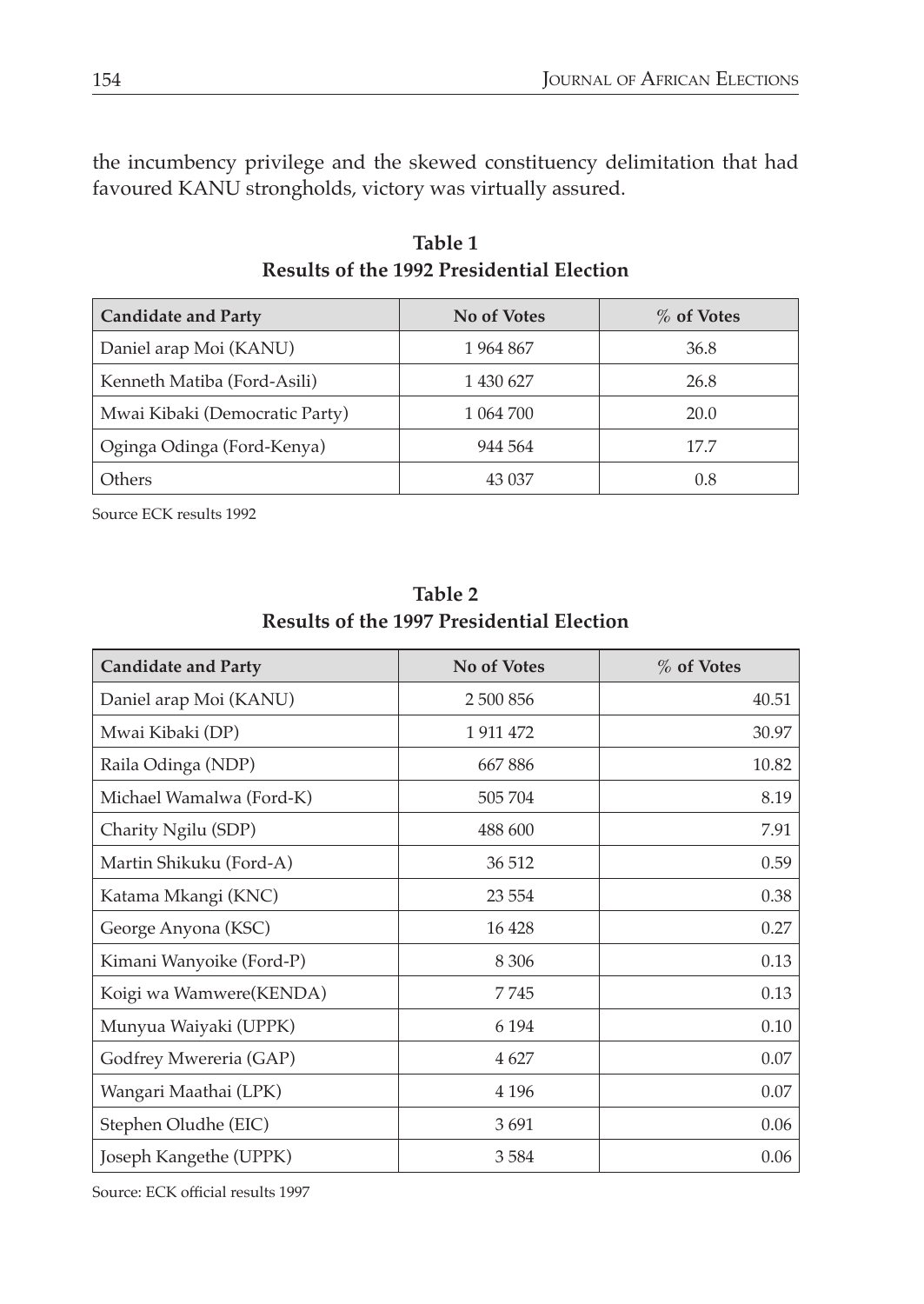the incumbency privilege and the skewed constituency delimitation that had favoured KANU strongholds, victory was virtually assured.

**Table 1**
**Results of the 1992 Presidential Election**

| Candidate and Party | No of Votes | % of Votes |
|---|---|---|
| Daniel arap Moi (KANU) | 1 964 867 | 36.8 |
| Kenneth Matiba (Ford-Asili) | 1 430 627 | 26.8 |
| Mwai Kibaki (Democratic Party) | 1 064 700 | 20.0 |
| Oginga Odinga (Ford-Kenya) | 944 564 | 17.7 |
| Others | 43 037 | 0.8 |

Source ECK results 1992

**Table 2**
**Results of the 1997 Presidential Election**

| Candidate and Party | No of Votes | % of Votes |
|---|---|---|
| Daniel arap Moi (KANU) | 2 500 856 | 40.51 |
| Mwai Kibaki (DP) | 1 911 472 | 30.97 |
| Raila Odinga (NDP) | 667 886 | 10.82 |
| Michael Wamalwa (Ford-K) | 505 704 | 8.19 |
| Charity Ngilu (SDP) | 488 600 | 7.91 |
| Martin Shikuku (Ford-A) | 36 512 | 0.59 |
| Katama Mkangi (KNC) | 23 554 | 0.38 |
| George Anyona (KSC) | 16 428 | 0.27 |
| Kimani Wanyoike (Ford-P) | 8 306 | 0.13 |
| Koigi wa Wamwere(KENDA) | 7 745 | 0.13 |
| Munyua Waiyaki (UPPK) | 6 194 | 0.10 |
| Godfrey Mwereria (GAP) | 4 627 | 0.07 |
| Wangari Maathai (LPK) | 4 196 | 0.07 |
| Stephen Oludhe (EIC) | 3 691 | 0.06 |
| Joseph Kangethe (UPPK) | 3 584 | 0.06 |

Source: ECK official results 1997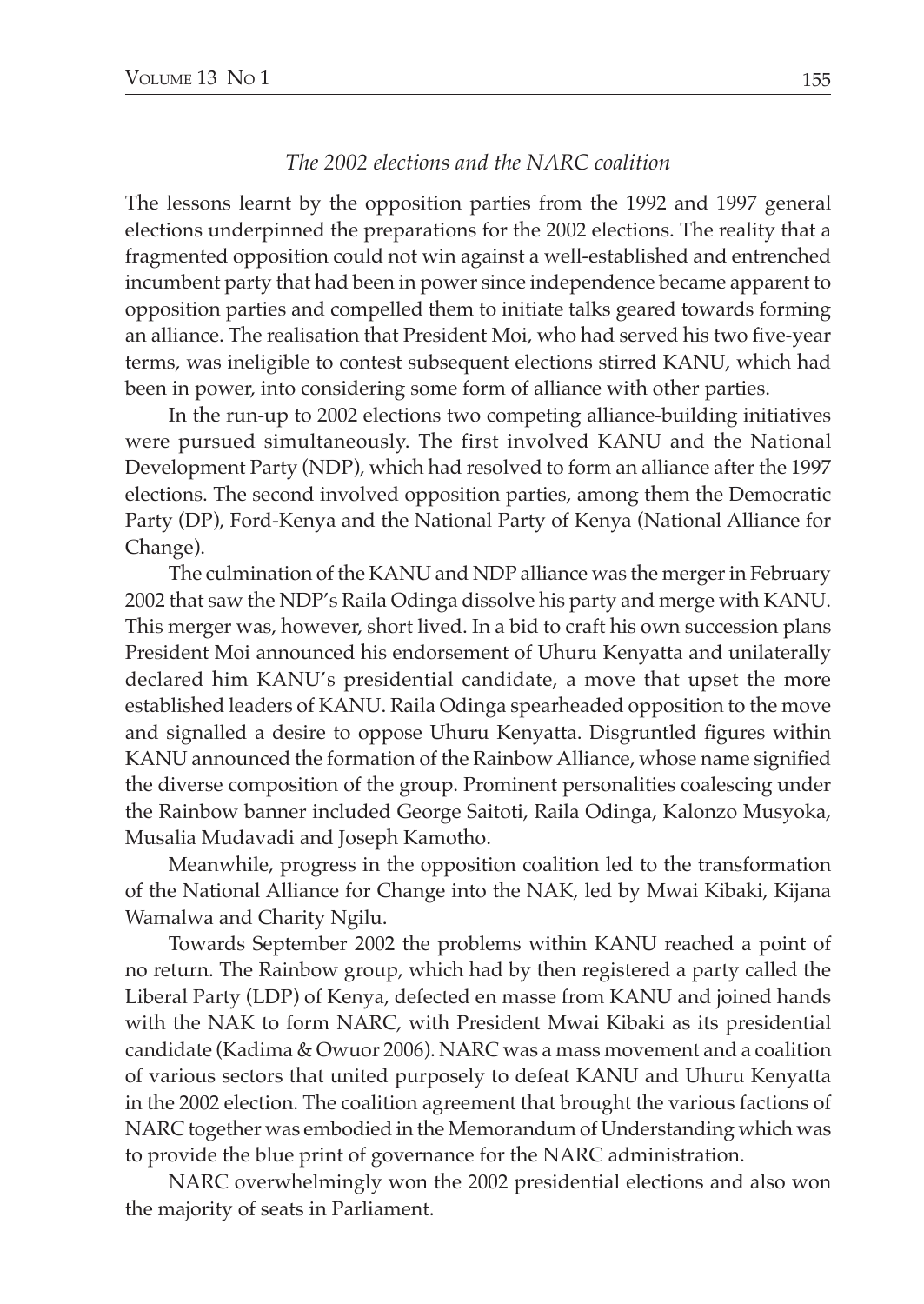### *The 2002 elections and the NARC coalition*

The lessons learnt by the opposition parties from the 1992 and 1997 general elections underpinned the preparations for the 2002 elections. The reality that a fragmented opposition could not win against a well-established and entrenched incumbent party that had been in power since independence became apparent to opposition parties and compelled them to initiate talks geared towards forming an alliance. The realisation that President Moi, who had served his two five-year terms, was ineligible to contest subsequent elections stirred KANU, which had been in power, into considering some form of alliance with other parties.

In the run-up to 2002 elections two competing alliance-building initiatives were pursued simultaneously. The first involved KANU and the National Development Party (NDP), which had resolved to form an alliance after the 1997 elections. The second involved opposition parties, among them the Democratic Party (DP), Ford-Kenya and the National Party of Kenya (National Alliance for Change).

The culmination of the KANU and NDP alliance was the merger in February 2002 that saw the NDP's Raila Odinga dissolve his party and merge with KANU. This merger was, however, short lived. In a bid to craft his own succession plans President Moi announced his endorsement of Uhuru Kenyatta and unilaterally declared him KANU's presidential candidate, a move that upset the more established leaders of KANU. Raila Odinga spearheaded opposition to the move and signalled a desire to oppose Uhuru Kenyatta. Disgruntled figures within KANU announced the formation of the Rainbow Alliance, whose name signified the diverse composition of the group. Prominent personalities coalescing under the Rainbow banner included George Saitoti, Raila Odinga, Kalonzo Musyoka, Musalia Mudavadi and Joseph Kamotho.

Meanwhile, progress in the opposition coalition led to the transformation of the National Alliance for Change into the NAK, led by Mwai Kibaki, Kijana Wamalwa and Charity Ngilu.

Towards September 2002 the problems within KANU reached a point of no return. The Rainbow group, which had by then registered a party called the Liberal Party (LDP) of Kenya, defected en masse from KANU and joined hands with the NAK to form NARC, with President Mwai Kibaki as its presidential candidate (Kadima & Owuor 2006). NARC was a mass movement and a coalition of various sectors that united purposely to defeat KANU and Uhuru Kenyatta in the 2002 election. The coalition agreement that brought the various factions of NARC together was embodied in the Memorandum of Understanding which was to provide the blue print of governance for the NARC administration.

NARC overwhelmingly won the 2002 presidential elections and also won the majority of seats in Parliament.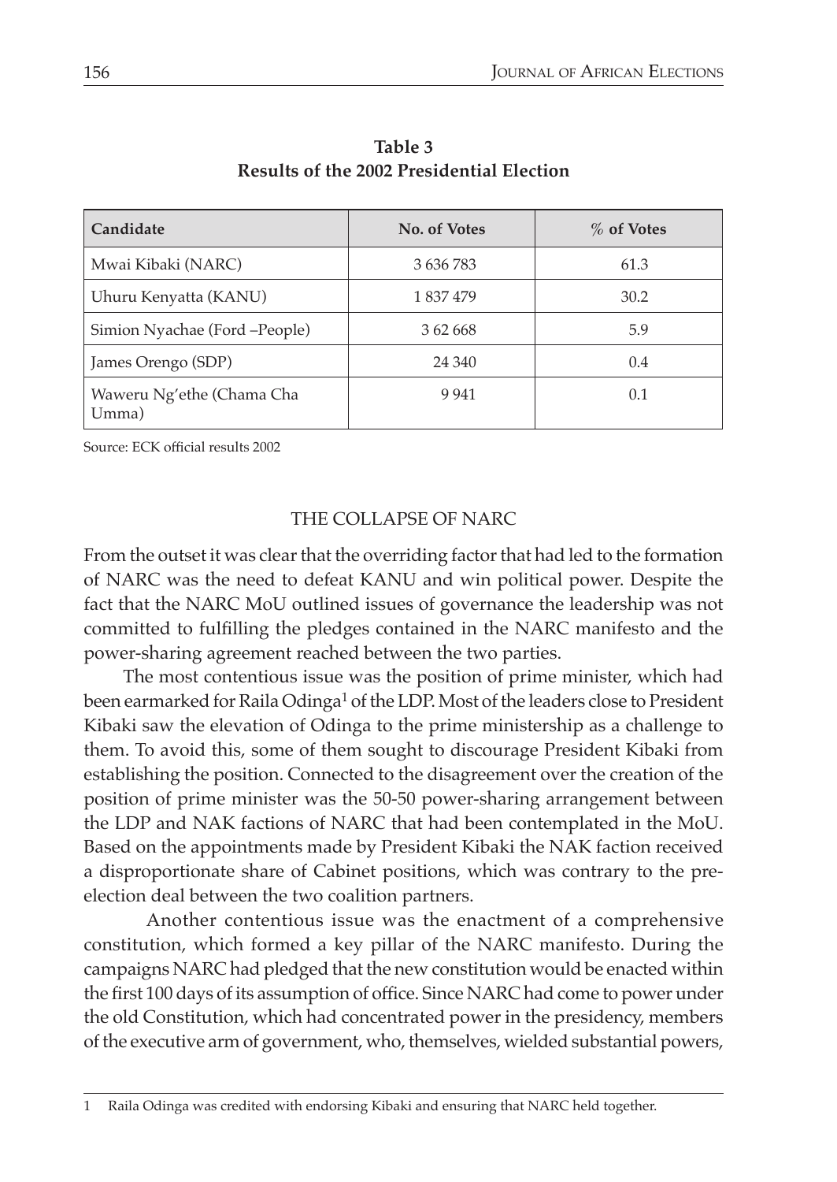**Table 3**
**Results of the 2002 Presidential Election**

| Candidate | No. of Votes | % of Votes |
|---|---|---|
| Mwai Kibaki (NARC) | 3 636 783 | 61.3 |
| Uhuru Kenyatta (KANU) | 1 837 479 | 30.2 |
| Simion Nyachae (Ford –People) | 3 62 668 | 5.9 |
| James Orengo (SDP) | 24 340 | 0.4 |
| Waweru Ng'ethe (Chama Cha Umma) | 9 941 | 0.1 |

Source: ECK official results 2002

## THE COLLAPSE OF NARC

From the outset it was clear that the overriding factor that had led to the formation of NARC was the need to defeat KANU and win political power. Despite the fact that the NARC MoU outlined issues of governance the leadership was not committed to fulfilling the pledges contained in the NARC manifesto and the power-sharing agreement reached between the two parties.

The most contentious issue was the position of prime minister, which had been earmarked for Raila Odinga[1] of the LDP. Most of the leaders close to President Kibaki saw the elevation of Odinga to the prime ministership as a challenge to them. To avoid this, some of them sought to discourage President Kibaki from establishing the position. Connected to the disagreement over the creation of the position of prime minister was the 50-50 power-sharing arrangement between the LDP and NAK factions of NARC that had been contemplated in the MoU. Based on the appointments made by President Kibaki the NAK faction received a disproportionate share of Cabinet positions, which was contrary to the pre-election deal between the two coalition partners.

Another contentious issue was the enactment of a comprehensive constitution, which formed a key pillar of the NARC manifesto. During the campaigns NARC had pledged that the new constitution would be enacted within the first 100 days of its assumption of office. Since NARC had come to power under the old Constitution, which had concentrated power in the presidency, members of the executive arm of government, who, themselves, wielded substantial powers,

---

1 Raila Odinga was credited with endorsing Kibaki and ensuring that NARC held together.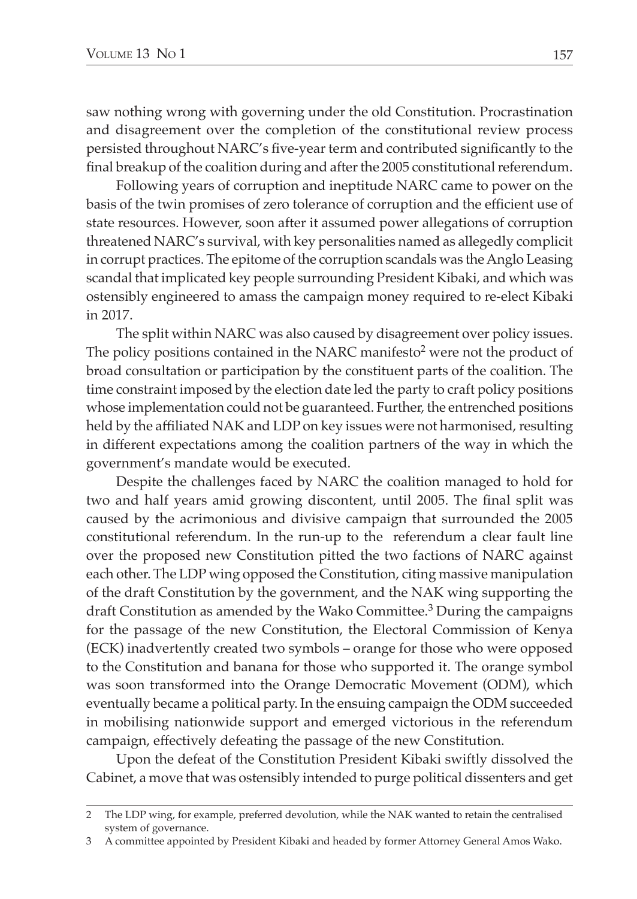saw nothing wrong with governing under the old Constitution. Procrastination and disagreement over the completion of the constitutional review process persisted throughout NARC's five-year term and contributed significantly to the final breakup of the coalition during and after the 2005 constitutional referendum.

Following years of corruption and ineptitude NARC came to power on the basis of the twin promises of zero tolerance of corruption and the efficient use of state resources. However, soon after it assumed power allegations of corruption threatened NARC's survival, with key personalities named as allegedly complicit in corrupt practices. The epitome of the corruption scandals was the Anglo Leasing scandal that implicated key people surrounding President Kibaki, and which was ostensibly engineered to amass the campaign money required to re-elect Kibaki in 2017.

The split within NARC was also caused by disagreement over policy issues. The policy positions contained in the NARC manifesto[2] were not the product of broad consultation or participation by the constituent parts of the coalition. The time constraint imposed by the election date led the party to craft policy positions whose implementation could not be guaranteed. Further, the entrenched positions held by the affiliated NAK and LDP on key issues were not harmonised, resulting in different expectations among the coalition partners of the way in which the government's mandate would be executed.

Despite the challenges faced by NARC the coalition managed to hold for two and half years amid growing discontent, until 2005. The final split was caused by the acrimonious and divisive campaign that surrounded the 2005 constitutional referendum. In the run-up to the referendum a clear fault line over the proposed new Constitution pitted the two factions of NARC against each other. The LDP wing opposed the Constitution, citing massive manipulation of the draft Constitution by the government, and the NAK wing supporting the draft Constitution as amended by the Wako Committee.[3] During the campaigns for the passage of the new Constitution, the Electoral Commission of Kenya (ECK) inadvertently created two symbols – orange for those who were opposed to the Constitution and banana for those who supported it. The orange symbol was soon transformed into the Orange Democratic Movement (ODM), which eventually became a political party. In the ensuing campaign the ODM succeeded in mobilising nationwide support and emerged victorious in the referendum campaign, effectively defeating the passage of the new Constitution.

Upon the defeat of the Constitution President Kibaki swiftly dissolved the Cabinet, a move that was ostensibly intended to purge political dissenters and get

---

2 The LDP wing, for example, preferred devolution, while the NAK wanted to retain the centralised system of governance.

3 A committee appointed by President Kibaki and headed by former Attorney General Amos Wako.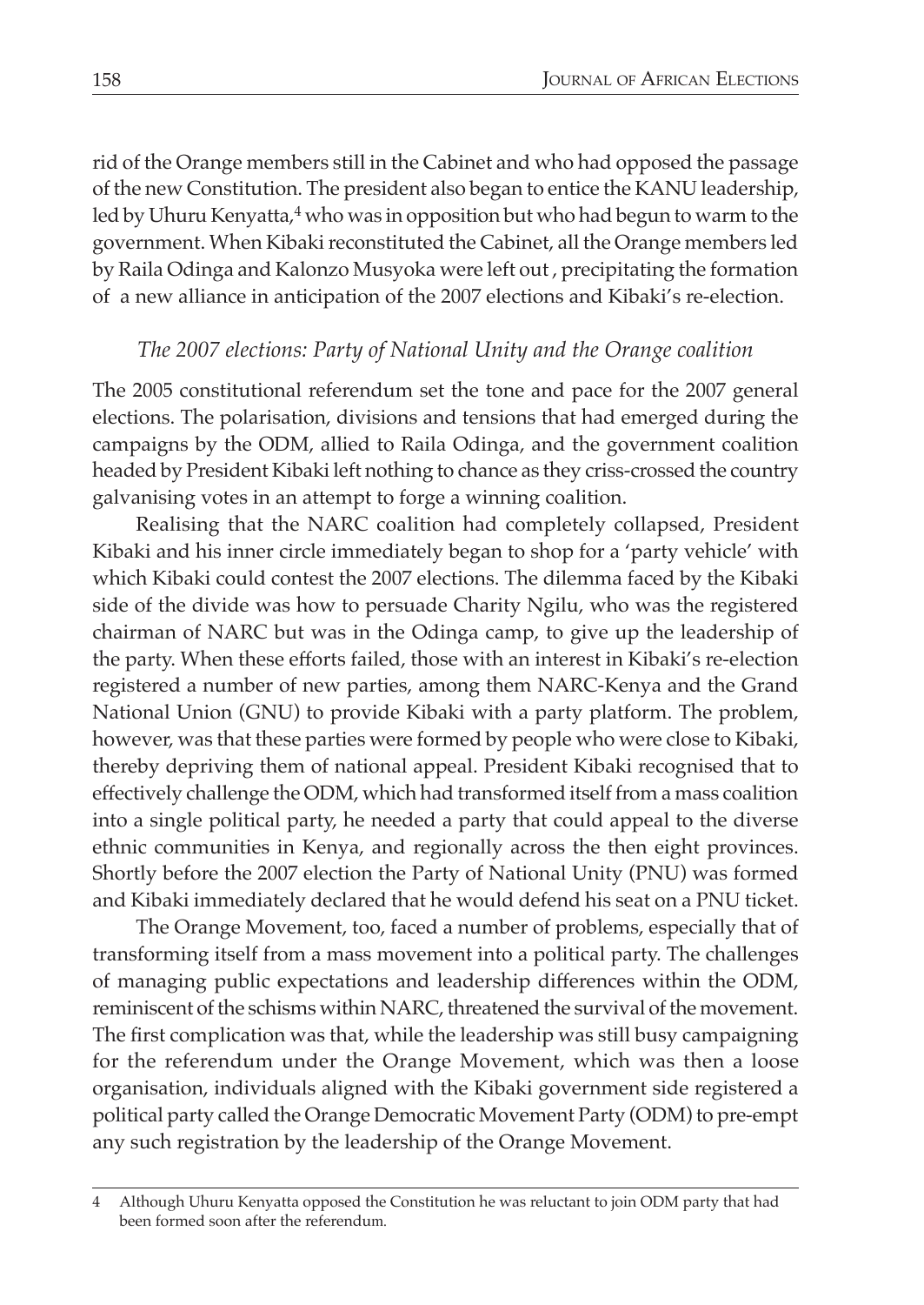rid of the Orange members still in the Cabinet and who had opposed the passage of the new Constitution. The president also began to entice the KANU leadership, led by Uhuru Kenyatta,[4] who was in opposition but who had begun to warm to the government. When Kibaki reconstituted the Cabinet, all the Orange members led by Raila Odinga and Kalonzo Musyoka were left out , precipitating the formation of a new alliance in anticipation of the 2007 elections and Kibaki's re-election.

### *The 2007 elections: Party of National Unity and the Orange coalition*

The 2005 constitutional referendum set the tone and pace for the 2007 general elections. The polarisation, divisions and tensions that had emerged during the campaigns by the ODM, allied to Raila Odinga, and the government coalition headed by President Kibaki left nothing to chance as they criss-crossed the country galvanising votes in an attempt to forge a winning coalition.

Realising that the NARC coalition had completely collapsed, President Kibaki and his inner circle immediately began to shop for a 'party vehicle' with which Kibaki could contest the 2007 elections. The dilemma faced by the Kibaki side of the divide was how to persuade Charity Ngilu, who was the registered chairman of NARC but was in the Odinga camp, to give up the leadership of the party. When these efforts failed, those with an interest in Kibaki's re-election registered a number of new parties, among them NARC-Kenya and the Grand National Union (GNU) to provide Kibaki with a party platform. The problem, however, was that these parties were formed by people who were close to Kibaki, thereby depriving them of national appeal. President Kibaki recognised that to effectively challenge the ODM, which had transformed itself from a mass coalition into a single political party, he needed a party that could appeal to the diverse ethnic communities in Kenya, and regionally across the then eight provinces. Shortly before the 2007 election the Party of National Unity (PNU) was formed and Kibaki immediately declared that he would defend his seat on a PNU ticket.

The Orange Movement, too, faced a number of problems, especially that of transforming itself from a mass movement into a political party. The challenges of managing public expectations and leadership differences within the ODM, reminiscent of the schisms within NARC, threatened the survival of the movement. The first complication was that, while the leadership was still busy campaigning for the referendum under the Orange Movement, which was then a loose organisation, individuals aligned with the Kibaki government side registered a political party called the Orange Democratic Movement Party (ODM) to pre-empt any such registration by the leadership of the Orange Movement.

---

4 Although Uhuru Kenyatta opposed the Constitution he was reluctant to join ODM party that had been formed soon after the referendum.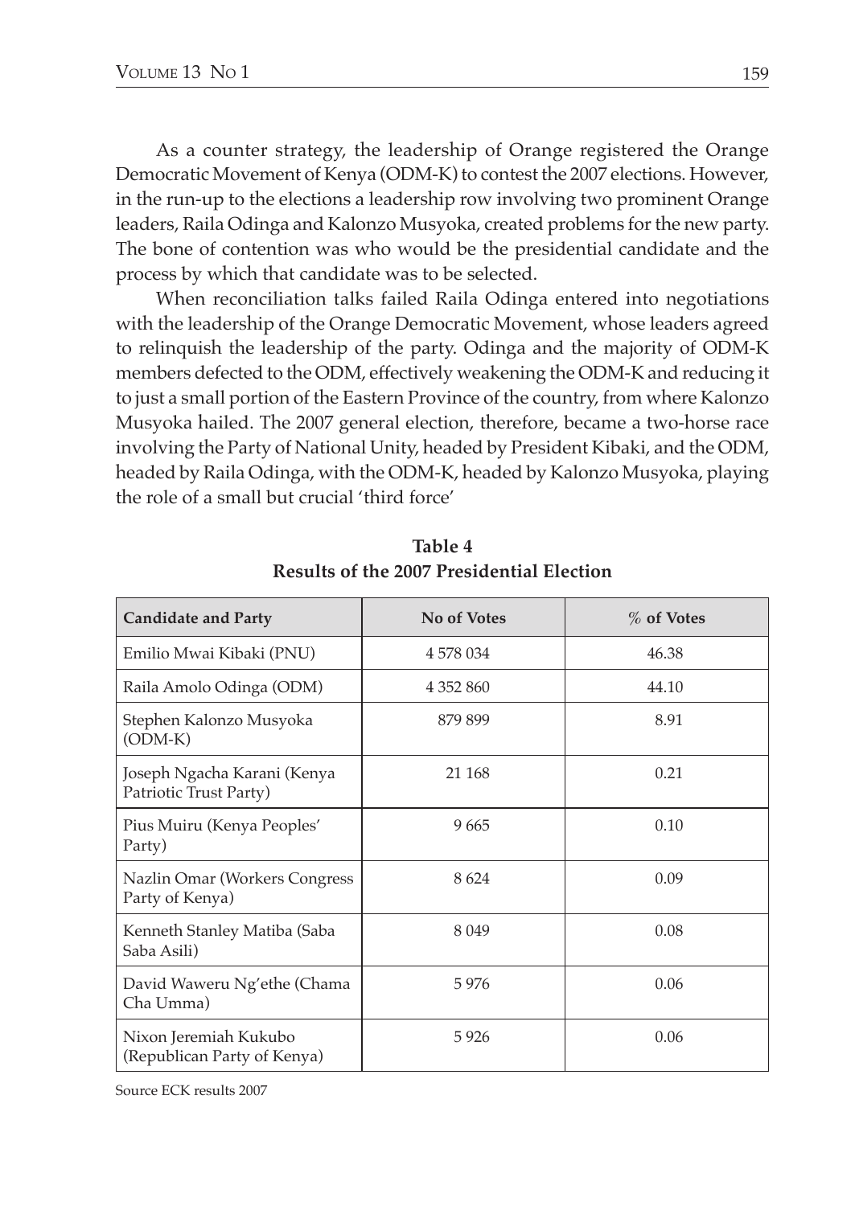As a counter strategy, the leadership of Orange registered the Orange Democratic Movement of Kenya (ODM-K) to contest the 2007 elections. However, in the run-up to the elections a leadership row involving two prominent Orange leaders, Raila Odinga and Kalonzo Musyoka, created problems for the new party. The bone of contention was who would be the presidential candidate and the process by which that candidate was to be selected.

When reconciliation talks failed Raila Odinga entered into negotiations with the leadership of the Orange Democratic Movement, whose leaders agreed to relinquish the leadership of the party. Odinga and the majority of ODM-K members defected to the ODM, effectively weakening the ODM-K and reducing it to just a small portion of the Eastern Province of the country, from where Kalonzo Musyoka hailed. The 2007 general election, therefore, became a two-horse race involving the Party of National Unity, headed by President Kibaki, and the ODM, headed by Raila Odinga, with the ODM-K, headed by Kalonzo Musyoka, playing the role of a small but crucial 'third force'

**Table 4**
**Results of the 2007 Presidential Election**

| Candidate and Party | No of Votes | % of Votes |
|---|---|---|
| Emilio Mwai Kibaki (PNU) | 4 578 034 | 46.38 |
| Raila Amolo Odinga (ODM) | 4 352 860 | 44.10 |
| Stephen Kalonzo Musyoka (ODM-K) | 879 899 | 8.91 |
| Joseph Ngacha Karani (Kenya Patriotic Trust Party) | 21 168 | 0.21 |
| Pius Muiru (Kenya Peoples' Party) | 9 665 | 0.10 |
| Nazlin Omar (Workers Congress Party of Kenya) | 8 624 | 0.09 |
| Kenneth Stanley Matiba (Saba Saba Asili) | 8 049 | 0.08 |
| David Waweru Ng'ethe (Chama Cha Umma) | 5 976 | 0.06 |
| Nixon Jeremiah Kukubo (Republican Party of Kenya) | 5 926 | 0.06 |

Source ECK results 2007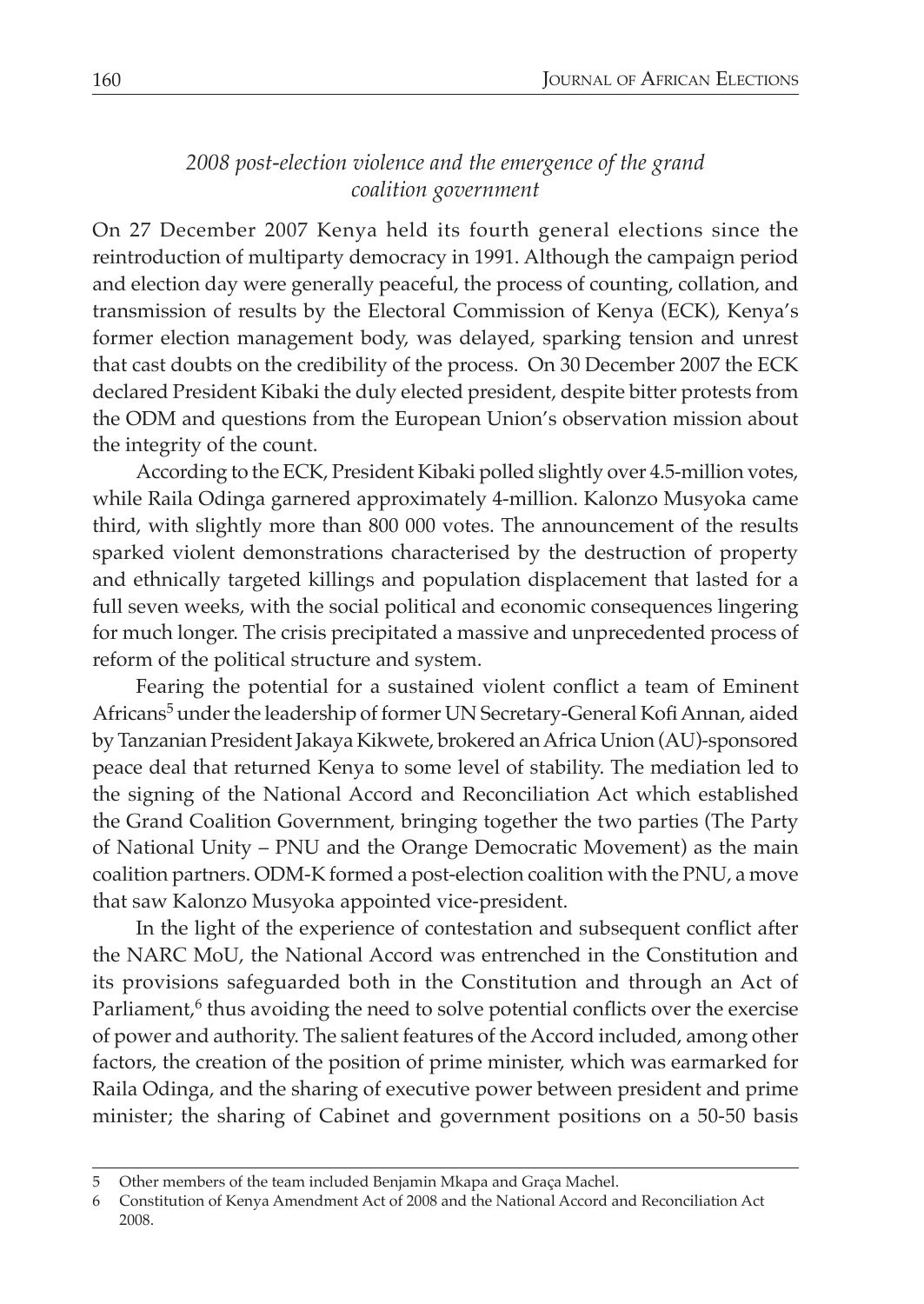*2008 post-election violence and the emergence of the grand coalition government*

On 27 December 2007 Kenya held its fourth general elections since the reintroduction of multiparty democracy in 1991. Although the campaign period and election day were generally peaceful, the process of counting, collation, and transmission of results by the Electoral Commission of Kenya (ECK), Kenya's former election management body, was delayed, sparking tension and unrest that cast doubts on the credibility of the process. On 30 December 2007 the ECK declared President Kibaki the duly elected president, despite bitter protests from the ODM and questions from the European Union's observation mission about the integrity of the count.

According to the ECK, President Kibaki polled slightly over 4.5-million votes, while Raila Odinga garnered approximately 4-million. Kalonzo Musyoka came third, with slightly more than 800 000 votes. The announcement of the results sparked violent demonstrations characterised by the destruction of property and ethnically targeted killings and population displacement that lasted for a full seven weeks, with the social political and economic consequences lingering for much longer. The crisis precipitated a massive and unprecedented process of reform of the political structure and system.

Fearing the potential for a sustained violent conflict a team of Eminent Africans[5] under the leadership of former UN Secretary-General Kofi Annan, aided by Tanzanian President Jakaya Kikwete, brokered an Africa Union (AU)-sponsored peace deal that returned Kenya to some level of stability. The mediation led to the signing of the National Accord and Reconciliation Act which established the Grand Coalition Government, bringing together the two parties (The Party of National Unity – PNU and the Orange Democratic Movement) as the main coalition partners. ODM-K formed a post-election coalition with the PNU, a move that saw Kalonzo Musyoka appointed vice-president.

In the light of the experience of contestation and subsequent conflict after the NARC MoU, the National Accord was entrenched in the Constitution and its provisions safeguarded both in the Constitution and through an Act of Parliament,[6] thus avoiding the need to solve potential conflicts over the exercise of power and authority. The salient features of the Accord included, among other factors, the creation of the position of prime minister, which was earmarked for Raila Odinga, and the sharing of executive power between president and prime minister; the sharing of Cabinet and government positions on a 50-50 basis

---

5 Other members of the team included Benjamin Mkapa and Graça Machel.

6 Constitution of Kenya Amendment Act of 2008 and the National Accord and Reconciliation Act 2008.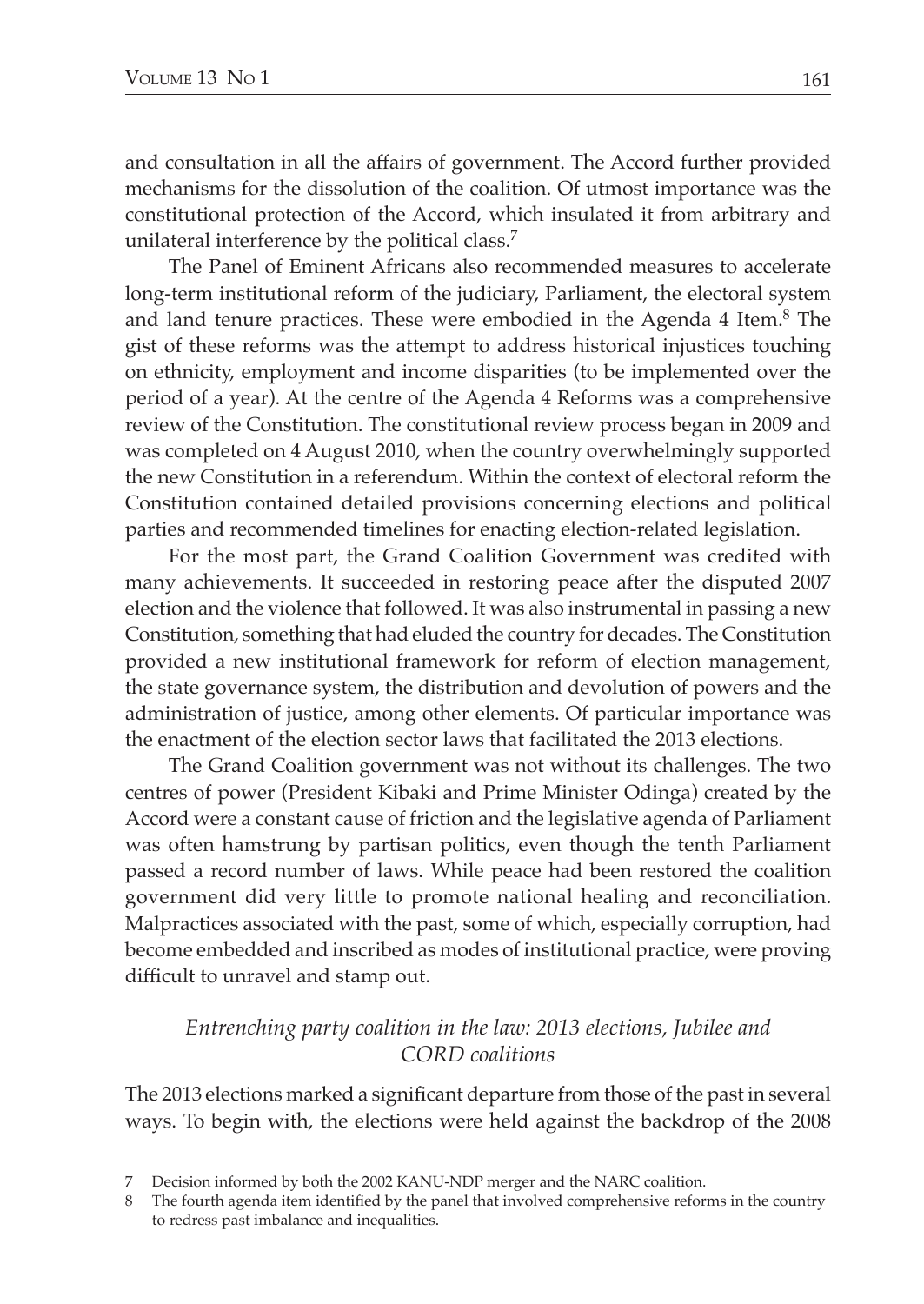and consultation in all the affairs of government. The Accord further provided mechanisms for the dissolution of the coalition. Of utmost importance was the constitutional protection of the Accord, which insulated it from arbitrary and unilateral interference by the political class.[7]

The Panel of Eminent Africans also recommended measures to accelerate long-term institutional reform of the judiciary, Parliament, the electoral system and land tenure practices. These were embodied in the Agenda 4 Item.[8] The gist of these reforms was the attempt to address historical injustices touching on ethnicity, employment and income disparities (to be implemented over the period of a year). At the centre of the Agenda 4 Reforms was a comprehensive review of the Constitution. The constitutional review process began in 2009 and was completed on 4 August 2010, when the country overwhelmingly supported the new Constitution in a referendum. Within the context of electoral reform the Constitution contained detailed provisions concerning elections and political parties and recommended timelines for enacting election-related legislation.

For the most part, the Grand Coalition Government was credited with many achievements. It succeeded in restoring peace after the disputed 2007 election and the violence that followed. It was also instrumental in passing a new Constitution, something that had eluded the country for decades. The Constitution provided a new institutional framework for reform of election management, the state governance system, the distribution and devolution of powers and the administration of justice, among other elements. Of particular importance was the enactment of the election sector laws that facilitated the 2013 elections.

The Grand Coalition government was not without its challenges. The two centres of power (President Kibaki and Prime Minister Odinga) created by the Accord were a constant cause of friction and the legislative agenda of Parliament was often hamstrung by partisan politics, even though the tenth Parliament passed a record number of laws. While peace had been restored the coalition government did very little to promote national healing and reconciliation. Malpractices associated with the past, some of which, especially corruption, had become embedded and inscribed as modes of institutional practice, were proving difficult to unravel and stamp out.

### *Entrenching party coalition in the law: 2013 elections, Jubilee and CORD coalitions*

The 2013 elections marked a significant departure from those of the past in several ways. To begin with, the elections were held against the backdrop of the 2008

---

7 Decision informed by both the 2002 KANU-NDP merger and the NARC coalition.

8 The fourth agenda item identified by the panel that involved comprehensive reforms in the country to redress past imbalance and inequalities.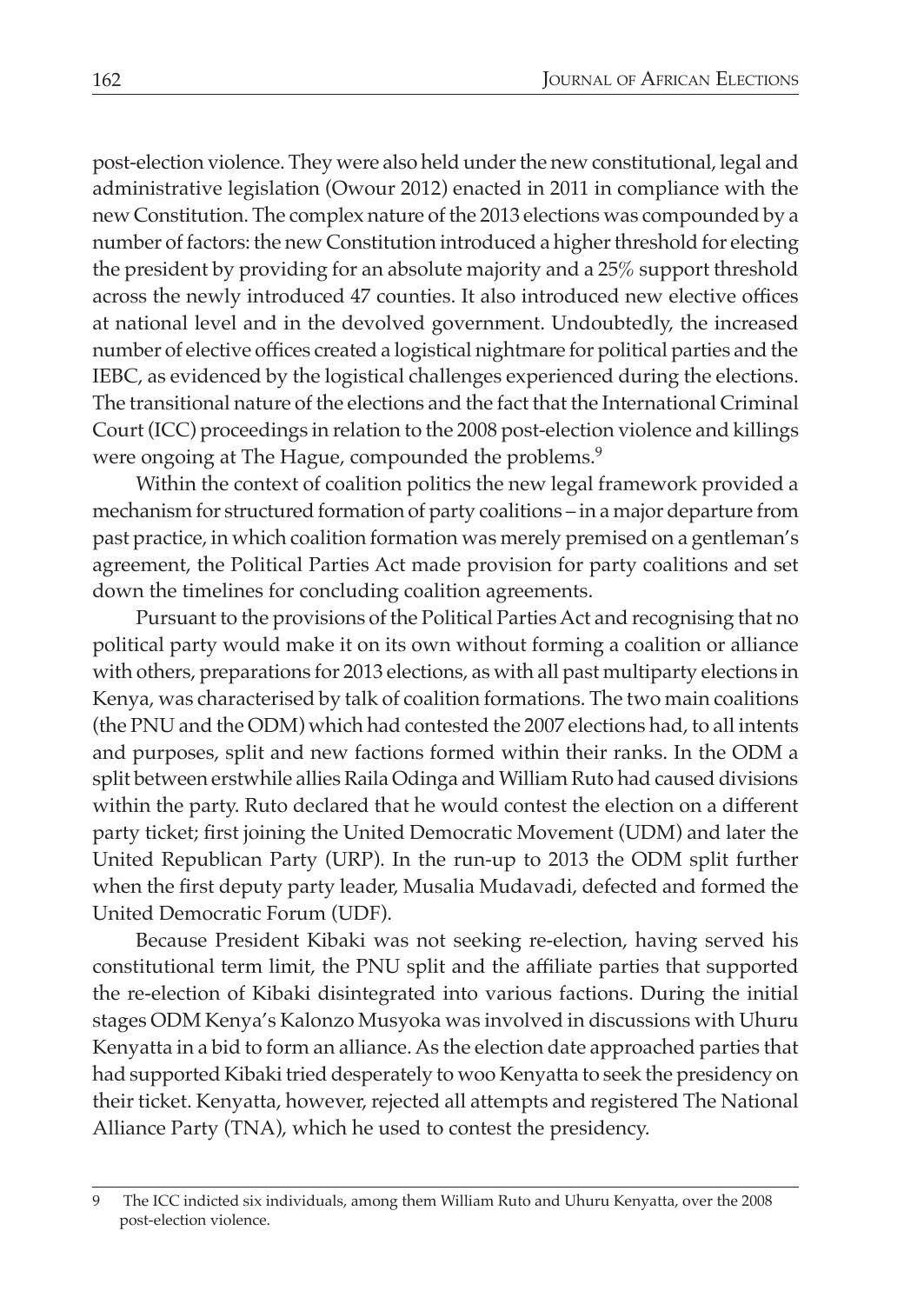post-election violence. They were also held under the new constitutional, legal and administrative legislation (Owour 2012) enacted in 2011 in compliance with the new Constitution. The complex nature of the 2013 elections was compounded by a number of factors: the new Constitution introduced a higher threshold for electing the president by providing for an absolute majority and a 25% support threshold across the newly introduced 47 counties. It also introduced new elective offices at national level and in the devolved government. Undoubtedly, the increased number of elective offices created a logistical nightmare for political parties and the IEBC, as evidenced by the logistical challenges experienced during the elections. The transitional nature of the elections and the fact that the International Criminal Court (ICC) proceedings in relation to the 2008 post-election violence and killings were ongoing at The Hague, compounded the problems.[9]

Within the context of coalition politics the new legal framework provided a mechanism for structured formation of party coalitions – in a major departure from past practice, in which coalition formation was merely premised on a gentleman's agreement, the Political Parties Act made provision for party coalitions and set down the timelines for concluding coalition agreements.

Pursuant to the provisions of the Political Parties Act and recognising that no political party would make it on its own without forming a coalition or alliance with others, preparations for 2013 elections, as with all past multiparty elections in Kenya, was characterised by talk of coalition formations. The two main coalitions (the PNU and the ODM) which had contested the 2007 elections had, to all intents and purposes, split and new factions formed within their ranks. In the ODM a split between erstwhile allies Raila Odinga and William Ruto had caused divisions within the party. Ruto declared that he would contest the election on a different party ticket; first joining the United Democratic Movement (UDM) and later the United Republican Party (URP). In the run-up to 2013 the ODM split further when the first deputy party leader, Musalia Mudavadi, defected and formed the United Democratic Forum (UDF).

Because President Kibaki was not seeking re-election, having served his constitutional term limit, the PNU split and the affiliate parties that supported the re-election of Kibaki disintegrated into various factions. During the initial stages ODM Kenya's Kalonzo Musyoka was involved in discussions with Uhuru Kenyatta in a bid to form an alliance. As the election date approached parties that had supported Kibaki tried desperately to woo Kenyatta to seek the presidency on their ticket. Kenyatta, however, rejected all attempts and registered The National Alliance Party (TNA), which he used to contest the presidency.

---

9 The ICC indicted six individuals, among them William Ruto and Uhuru Kenyatta, over the 2008 post-election violence.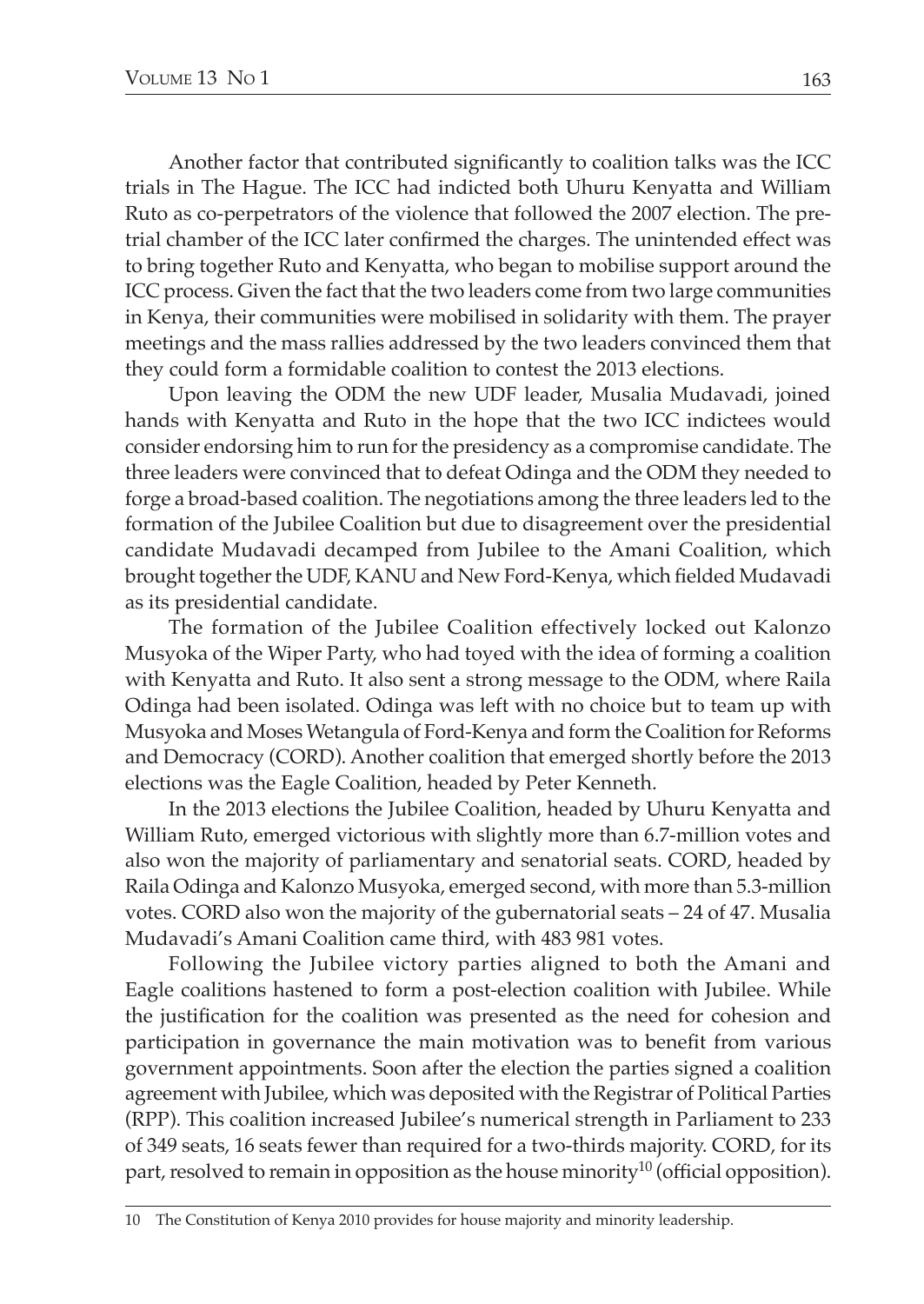Another factor that contributed significantly to coalition talks was the ICC trials in The Hague. The ICC had indicted both Uhuru Kenyatta and William Ruto as co-perpetrators of the violence that followed the 2007 election. The pre-trial chamber of the ICC later confirmed the charges. The unintended effect was to bring together Ruto and Kenyatta, who began to mobilise support around the ICC process. Given the fact that the two leaders come from two large communities in Kenya, their communities were mobilised in solidarity with them. The prayer meetings and the mass rallies addressed by the two leaders convinced them that they could form a formidable coalition to contest the 2013 elections.

Upon leaving the ODM the new UDF leader, Musalia Mudavadi, joined hands with Kenyatta and Ruto in the hope that the two ICC indictees would consider endorsing him to run for the presidency as a compromise candidate. The three leaders were convinced that to defeat Odinga and the ODM they needed to forge a broad-based coalition. The negotiations among the three leaders led to the formation of the Jubilee Coalition but due to disagreement over the presidential candidate Mudavadi decamped from Jubilee to the Amani Coalition, which brought together the UDF, KANU and New Ford-Kenya, which fielded Mudavadi as its presidential candidate.

The formation of the Jubilee Coalition effectively locked out Kalonzo Musyoka of the Wiper Party, who had toyed with the idea of forming a coalition with Kenyatta and Ruto. It also sent a strong message to the ODM, where Raila Odinga had been isolated. Odinga was left with no choice but to team up with Musyoka and Moses Wetangula of Ford-Kenya and form the Coalition for Reforms and Democracy (CORD). Another coalition that emerged shortly before the 2013 elections was the Eagle Coalition, headed by Peter Kenneth.

In the 2013 elections the Jubilee Coalition, headed by Uhuru Kenyatta and William Ruto, emerged victorious with slightly more than 6.7-million votes and also won the majority of parliamentary and senatorial seats. CORD, headed by Raila Odinga and Kalonzo Musyoka, emerged second, with more than 5.3-million votes. CORD also won the majority of the gubernatorial seats – 24 of 47. Musalia Mudavadi's Amani Coalition came third, with 483 981 votes.

Following the Jubilee victory parties aligned to both the Amani and Eagle coalitions hastened to form a post-election coalition with Jubilee. While the justification for the coalition was presented as the need for cohesion and participation in governance the main motivation was to benefit from various government appointments. Soon after the election the parties signed a coalition agreement with Jubilee, which was deposited with the Registrar of Political Parties (RPP). This coalition increased Jubilee's numerical strength in Parliament to 233 of 349 seats, 16 seats fewer than required for a two-thirds majority. CORD, for its part, resolved to remain in opposition as the house minority[10] (official opposition).

10 The Constitution of Kenya 2010 provides for house majority and minority leadership.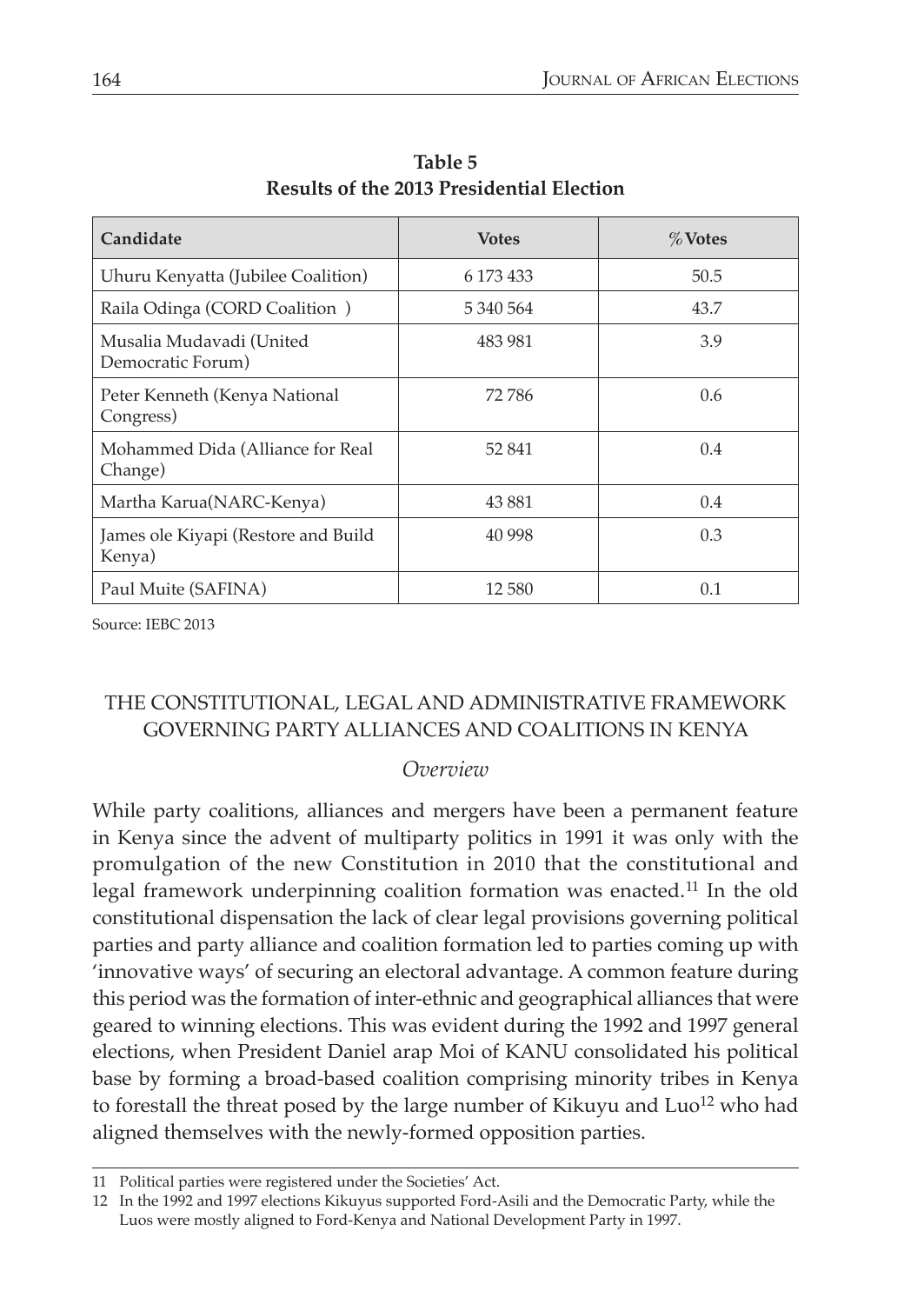**Table 5**
**Results of the 2013 Presidential Election**

| Candidate | Votes | % Votes |
|---|---|---|
| Uhuru Kenyatta (Jubilee Coalition) | 6 173 433 | 50.5 |
| Raila Odinga (CORD Coalition ) | 5 340 564 | 43.7 |
| Musalia Mudavadi (United Democratic Forum) | 483 981 | 3.9 |
| Peter Kenneth (Kenya National Congress) | 72 786 | 0.6 |
| Mohammed Dida (Alliance for Real Change) | 52 841 | 0.4 |
| Martha Karua(NARC-Kenya) | 43 881 | 0.4 |
| James ole Kiyapi (Restore and Build Kenya) | 40 998 | 0.3 |
| Paul Muite (SAFINA) | 12 580 | 0.1 |

Source: IEBC 2013

## THE CONSTITUTIONAL, LEGAL AND ADMINISTRATIVE FRAMEWORK GOVERNING PARTY ALLIANCES AND COALITIONS IN KENYA

### *Overview*

While party coalitions, alliances and mergers have been a permanent feature in Kenya since the advent of multiparty politics in 1991 it was only with the promulgation of the new Constitution in 2010 that the constitutional and legal framework underpinning coalition formation was enacted.[11] In the old constitutional dispensation the lack of clear legal provisions governing political parties and party alliance and coalition formation led to parties coming up with 'innovative ways' of securing an electoral advantage. A common feature during this period was the formation of inter-ethnic and geographical alliances that were geared to winning elections. This was evident during the 1992 and 1997 general elections, when President Daniel arap Moi of KANU consolidated his political base by forming a broad-based coalition comprising minority tribes in Kenya to forestall the threat posed by the large number of Kikuyu and Luo[12] who had aligned themselves with the newly-formed opposition parties.

11 Political parties were registered under the Societies' Act.

12 In the 1992 and 1997 elections Kikuyus supported Ford-Asili and the Democratic Party, while the Luos were mostly aligned to Ford-Kenya and National Development Party in 1997.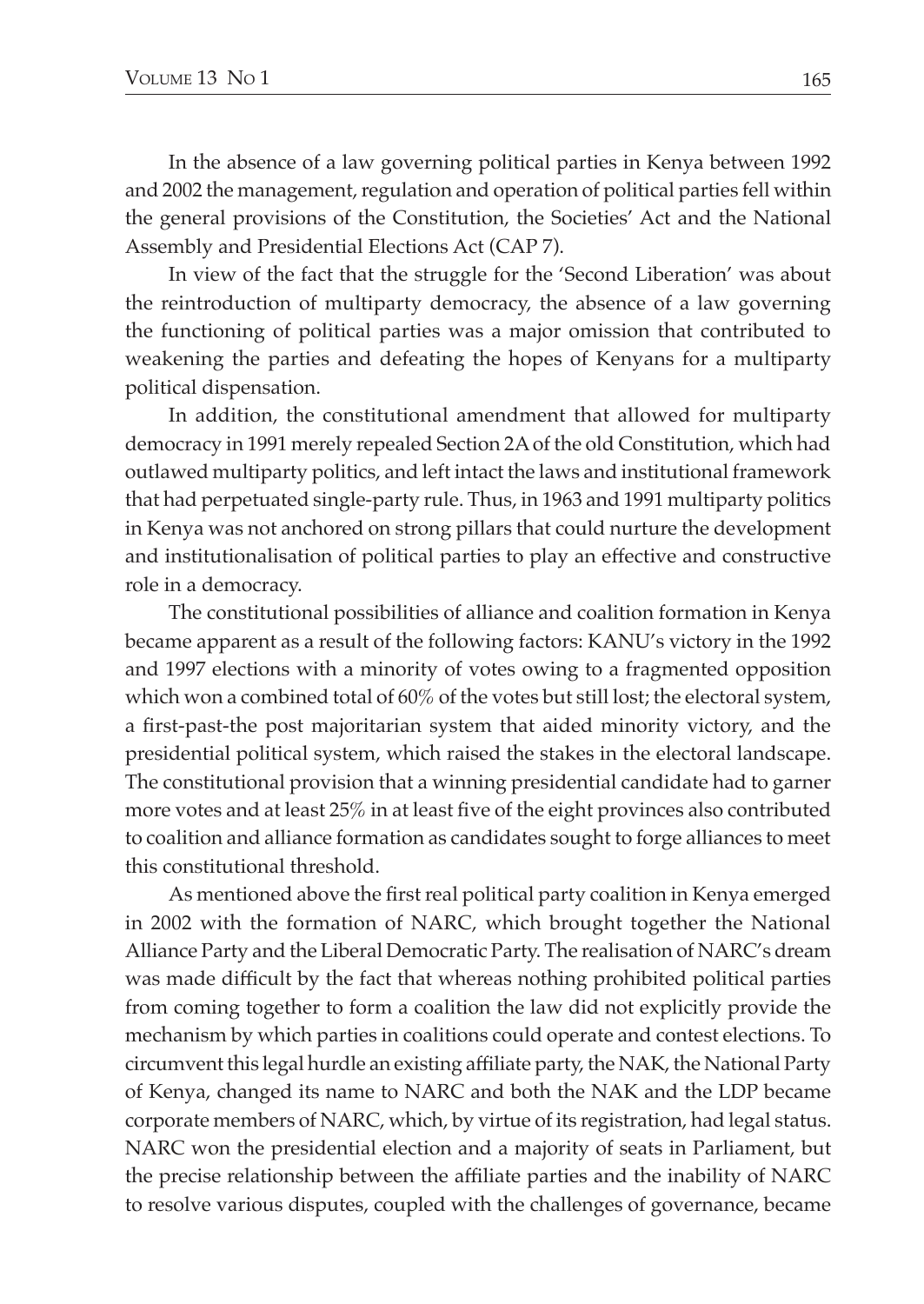In the absence of a law governing political parties in Kenya between 1992 and 2002 the management, regulation and operation of political parties fell within the general provisions of the Constitution, the Societies' Act and the National Assembly and Presidential Elections Act (CAP 7).

In view of the fact that the struggle for the 'Second Liberation' was about the reintroduction of multiparty democracy, the absence of a law governing the functioning of political parties was a major omission that contributed to weakening the parties and defeating the hopes of Kenyans for a multiparty political dispensation.

In addition, the constitutional amendment that allowed for multiparty democracy in 1991 merely repealed Section 2A of the old Constitution, which had outlawed multiparty politics, and left intact the laws and institutional framework that had perpetuated single-party rule. Thus, in 1963 and 1991 multiparty politics in Kenya was not anchored on strong pillars that could nurture the development and institutionalisation of political parties to play an effective and constructive role in a democracy.

The constitutional possibilities of alliance and coalition formation in Kenya became apparent as a result of the following factors: KANU's victory in the 1992 and 1997 elections with a minority of votes owing to a fragmented opposition which won a combined total of 60% of the votes but still lost; the electoral system, a first-past-the post majoritarian system that aided minority victory, and the presidential political system, which raised the stakes in the electoral landscape. The constitutional provision that a winning presidential candidate had to garner more votes and at least 25% in at least five of the eight provinces also contributed to coalition and alliance formation as candidates sought to forge alliances to meet this constitutional threshold.

As mentioned above the first real political party coalition in Kenya emerged in 2002 with the formation of NARC, which brought together the National Alliance Party and the Liberal Democratic Party. The realisation of NARC's dream was made difficult by the fact that whereas nothing prohibited political parties from coming together to form a coalition the law did not explicitly provide the mechanism by which parties in coalitions could operate and contest elections. To circumvent this legal hurdle an existing affiliate party, the NAK, the National Party of Kenya, changed its name to NARC and both the NAK and the LDP became corporate members of NARC, which, by virtue of its registration, had legal status. NARC won the presidential election and a majority of seats in Parliament, but the precise relationship between the affiliate parties and the inability of NARC to resolve various disputes, coupled with the challenges of governance, became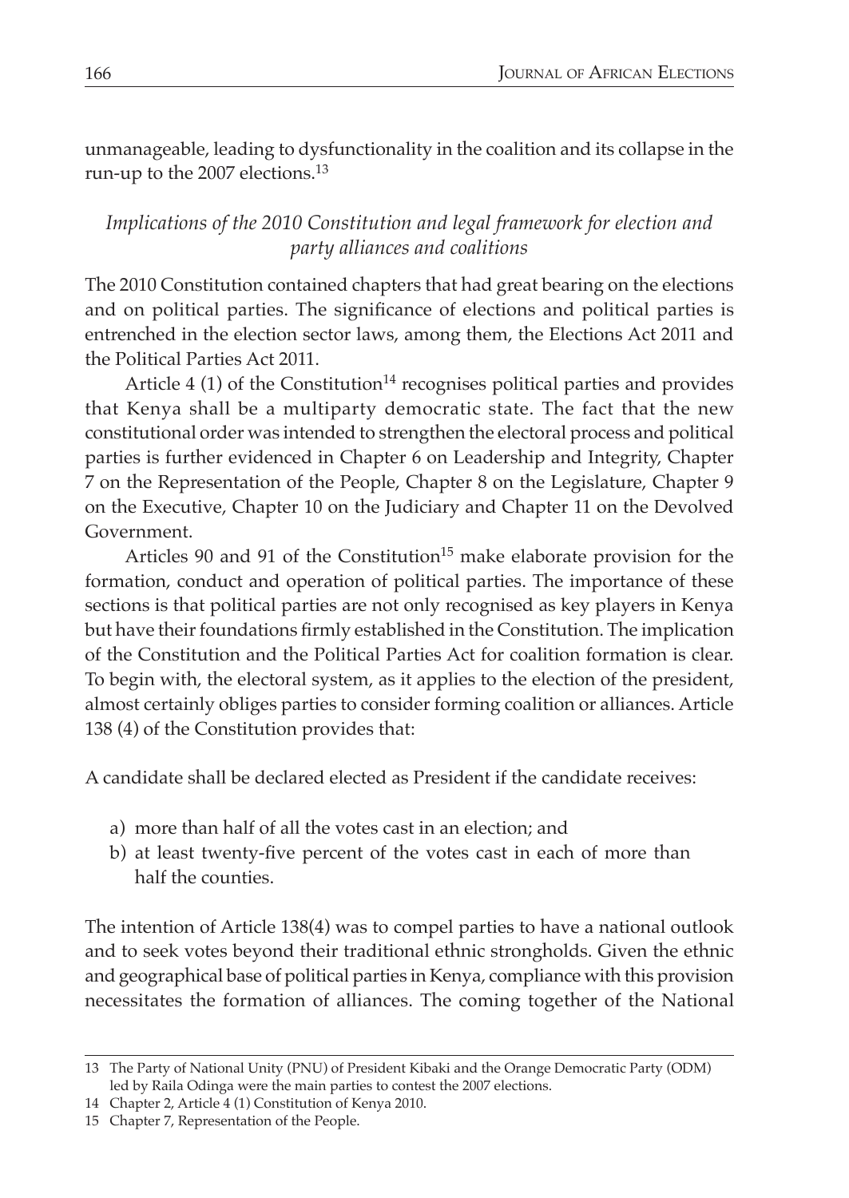unmanageable, leading to dysfunctionality in the coalition and its collapse in the run-up to the 2007 elections.[13]

### *Implications of the 2010 Constitution and legal framework for election and party alliances and coalitions*

The 2010 Constitution contained chapters that had great bearing on the elections and on political parties. The significance of elections and political parties is entrenched in the election sector laws, among them, the Elections Act 2011 and the Political Parties Act 2011.

Article 4 (1) of the Constitution[14] recognises political parties and provides that Kenya shall be a multiparty democratic state. The fact that the new constitutional order was intended to strengthen the electoral process and political parties is further evidenced in Chapter 6 on Leadership and Integrity, Chapter 7 on the Representation of the People, Chapter 8 on the Legislature, Chapter 9 on the Executive, Chapter 10 on the Judiciary and Chapter 11 on the Devolved Government.

Articles 90 and 91 of the Constitution[15] make elaborate provision for the formation, conduct and operation of political parties. The importance of these sections is that political parties are not only recognised as key players in Kenya but have their foundations firmly established in the Constitution. The implication of the Constitution and the Political Parties Act for coalition formation is clear. To begin with, the electoral system, as it applies to the election of the president, almost certainly obliges parties to consider forming coalition or alliances. Article 138 (4) of the Constitution provides that:

A candidate shall be declared elected as President if the candidate receives:

a) more than half of all the votes cast in an election; and
b) at least twenty-five percent of the votes cast in each of more than half the counties.

The intention of Article 138(4) was to compel parties to have a national outlook and to seek votes beyond their traditional ethnic strongholds. Given the ethnic and geographical base of political parties in Kenya, compliance with this provision necessitates the formation of alliances. The coming together of the National

---

13 The Party of National Unity (PNU) of President Kibaki and the Orange Democratic Party (ODM) led by Raila Odinga were the main parties to contest the 2007 elections.

14 Chapter 2, Article 4 (1) Constitution of Kenya 2010.

15 Chapter 7, Representation of the People.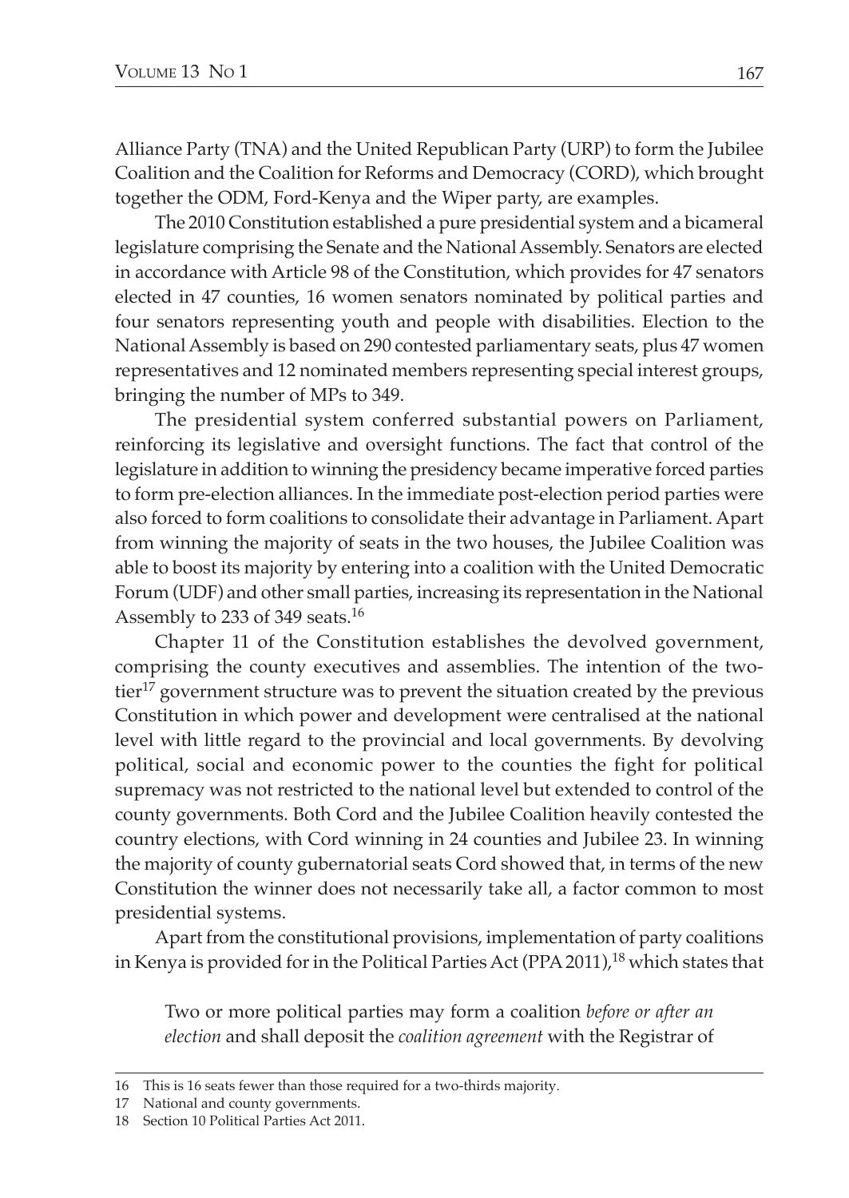Alliance Party (TNA) and the United Republican Party (URP) to form the Jubilee Coalition and the Coalition for Reforms and Democracy (CORD), which brought together the ODM, Ford-Kenya and the Wiper party, are examples.

The 2010 Constitution established a pure presidential system and a bicameral legislature comprising the Senate and the National Assembly. Senators are elected in accordance with Article 98 of the Constitution, which provides for 47 senators elected in 47 counties, 16 women senators nominated by political parties and four senators representing youth and people with disabilities. Election to the National Assembly is based on 290 contested parliamentary seats, plus 47 women representatives and 12 nominated members representing special interest groups, bringing the number of MPs to 349.

The presidential system conferred substantial powers on Parliament, reinforcing its legislative and oversight functions. The fact that control of the legislature in addition to winning the presidency became imperative forced parties to form pre-election alliances. In the immediate post-election period parties were also forced to form coalitions to consolidate their advantage in Parliament. Apart from winning the majority of seats in the two houses, the Jubilee Coalition was able to boost its majority by entering into a coalition with the United Democratic Forum (UDF) and other small parties, increasing its representation in the National Assembly to 233 of 349 seats.[16]

Chapter 11 of the Constitution establishes the devolved government, comprising the county executives and assemblies. The intention of the two-tier[17] government structure was to prevent the situation created by the previous Constitution in which power and development were centralised at the national level with little regard to the provincial and local governments. By devolving political, social and economic power to the counties the fight for political supremacy was not restricted to the national level but extended to control of the county governments. Both Cord and the Jubilee Coalition heavily contested the country elections, with Cord winning in 24 counties and Jubilee 23. In winning the majority of county gubernatorial seats Cord showed that, in terms of the new Constitution the winner does not necessarily take all, a factor common to most presidential systems.

Apart from the constitutional provisions, implementation of party coalitions in Kenya is provided for in the Political Parties Act (PPA 2011),[18] which states that

> Two or more political parties may form a coalition *before or after an election* and shall deposit the *coalition agreement* with the Registrar of

---

16 This is 16 seats fewer than those required for a two-thirds majority.

17 National and county governments.

18 Section 10 Political Parties Act 2011.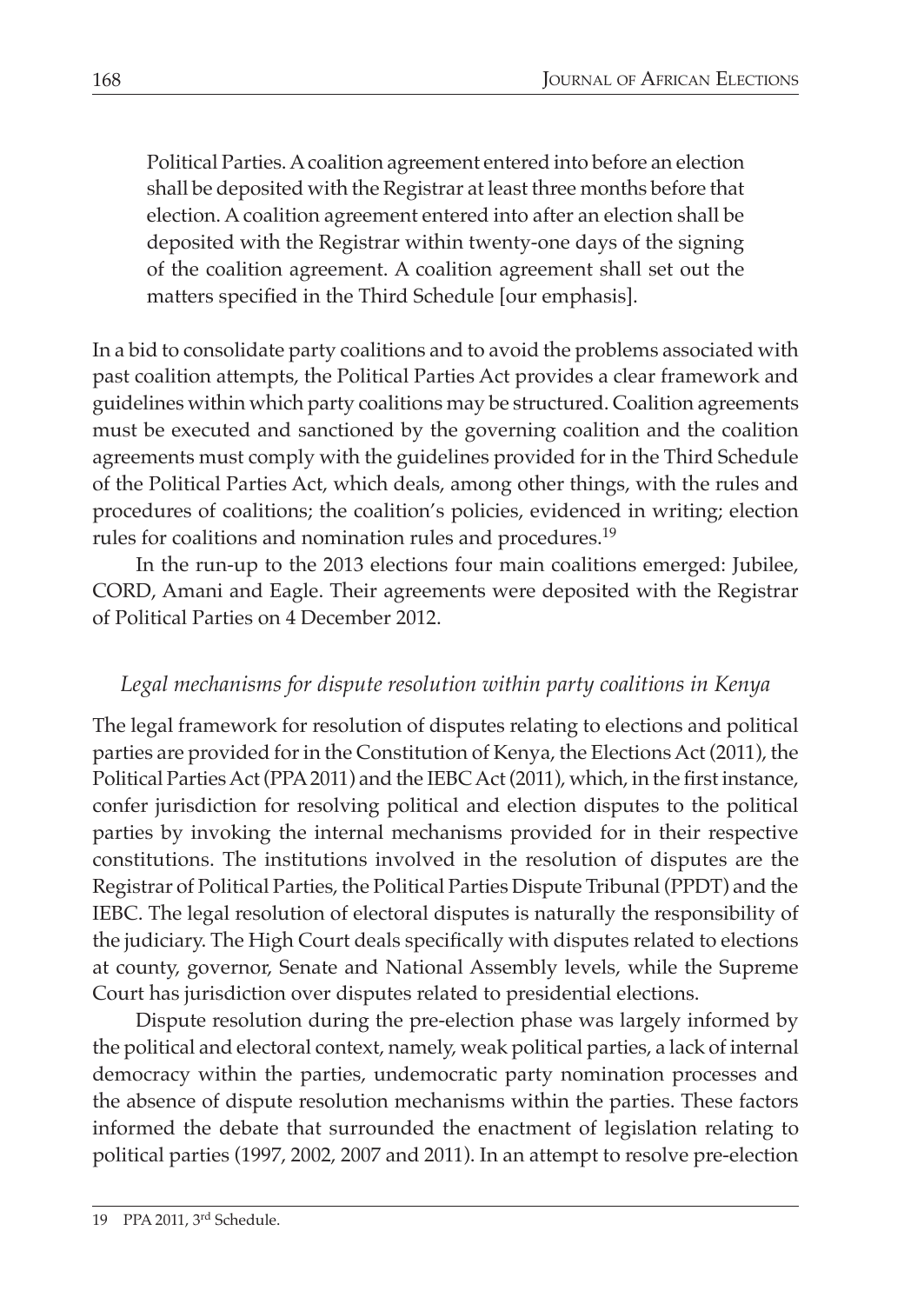> Political Parties. A coalition agreement entered into before an election shall be deposited with the Registrar at least three months before that election. A coalition agreement entered into after an election shall be deposited with the Registrar within twenty-one days of the signing of the coalition agreement. A coalition agreement shall set out the matters specified in the Third Schedule [our emphasis].

In a bid to consolidate party coalitions and to avoid the problems associated with past coalition attempts, the Political Parties Act provides a clear framework and guidelines within which party coalitions may be structured. Coalition agreements must be executed and sanctioned by the governing coalition and the coalition agreements must comply with the guidelines provided for in the Third Schedule of the Political Parties Act, which deals, among other things, with the rules and procedures of coalitions; the coalition's policies, evidenced in writing; election rules for coalitions and nomination rules and procedures.[19]

In the run-up to the 2013 elections four main coalitions emerged: Jubilee, CORD, Amani and Eagle. Their agreements were deposited with the Registrar of Political Parties on 4 December 2012.

### *Legal mechanisms for dispute resolution within party coalitions in Kenya*

The legal framework for resolution of disputes relating to elections and political parties are provided for in the Constitution of Kenya, the Elections Act (2011), the Political Parties Act (PPA 2011) and the IEBC Act (2011), which, in the first instance, confer jurisdiction for resolving political and election disputes to the political parties by invoking the internal mechanisms provided for in their respective constitutions. The institutions involved in the resolution of disputes are the Registrar of Political Parties, the Political Parties Dispute Tribunal (PPDT) and the IEBC. The legal resolution of electoral disputes is naturally the responsibility of the judiciary. The High Court deals specifically with disputes related to elections at county, governor, Senate and National Assembly levels, while the Supreme Court has jurisdiction over disputes related to presidential elections.

Dispute resolution during the pre-election phase was largely informed by the political and electoral context, namely, weak political parties, a lack of internal democracy within the parties, undemocratic party nomination processes and the absence of dispute resolution mechanisms within the parties. These factors informed the debate that surrounded the enactment of legislation relating to political parties (1997, 2002, 2007 and 2011). In an attempt to resolve pre-election

---

19 PPA 2011, 3rd Schedule.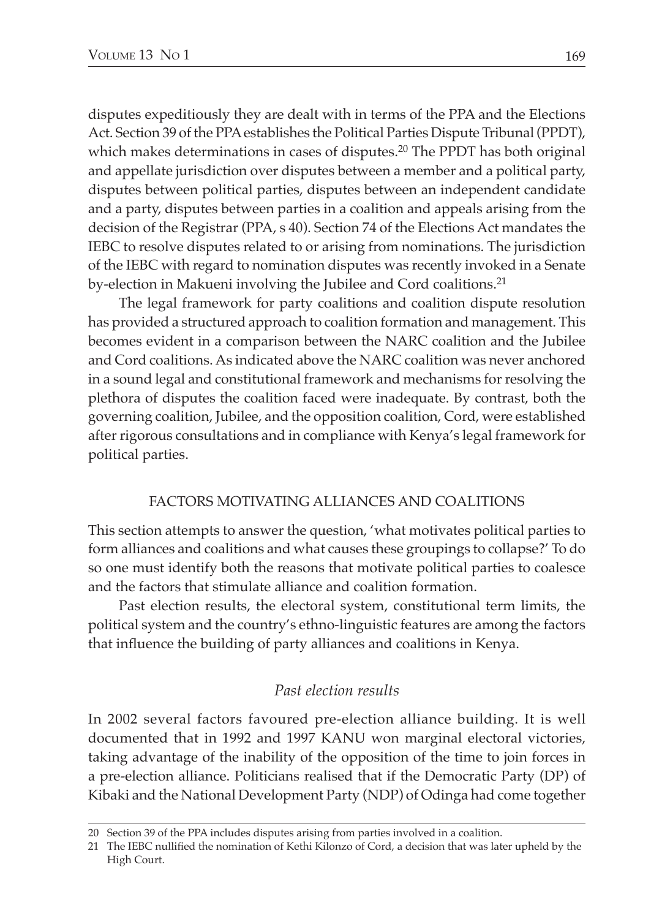disputes expeditiously they are dealt with in terms of the PPA and the Elections Act. Section 39 of the PPA establishes the Political Parties Dispute Tribunal (PPDT), which makes determinations in cases of disputes.[20] The PPDT has both original and appellate jurisdiction over disputes between a member and a political party, disputes between political parties, disputes between an independent candidate and a party, disputes between parties in a coalition and appeals arising from the decision of the Registrar (PPA, s 40). Section 74 of the Elections Act mandates the IEBC to resolve disputes related to or arising from nominations. The jurisdiction of the IEBC with regard to nomination disputes was recently invoked in a Senate by-election in Makueni involving the Jubilee and Cord coalitions.[21]

The legal framework for party coalitions and coalition dispute resolution has provided a structured approach to coalition formation and management. This becomes evident in a comparison between the NARC coalition and the Jubilee and Cord coalitions. As indicated above the NARC coalition was never anchored in a sound legal and constitutional framework and mechanisms for resolving the plethora of disputes the coalition faced were inadequate. By contrast, both the governing coalition, Jubilee, and the opposition coalition, Cord, were established after rigorous consultations and in compliance with Kenya's legal framework for political parties.

## FACTORS MOTIVATING ALLIANCES AND COALITIONS

This section attempts to answer the question, 'what motivates political parties to form alliances and coalitions and what causes these groupings to collapse?' To do so one must identify both the reasons that motivate political parties to coalesce and the factors that stimulate alliance and coalition formation.

Past election results, the electoral system, constitutional term limits, the political system and the country's ethno-linguistic features are among the factors that influence the building of party alliances and coalitions in Kenya.

### *Past election results*

In 2002 several factors favoured pre-election alliance building. It is well documented that in 1992 and 1997 KANU won marginal electoral victories, taking advantage of the inability of the opposition of the time to join forces in a pre-election alliance. Politicians realised that if the Democratic Party (DP) of Kibaki and the National Development Party (NDP) of Odinga had come together

---

20 Section 39 of the PPA includes disputes arising from parties involved in a coalition.

21 The IEBC nullified the nomination of Kethi Kilonzo of Cord, a decision that was later upheld by the High Court.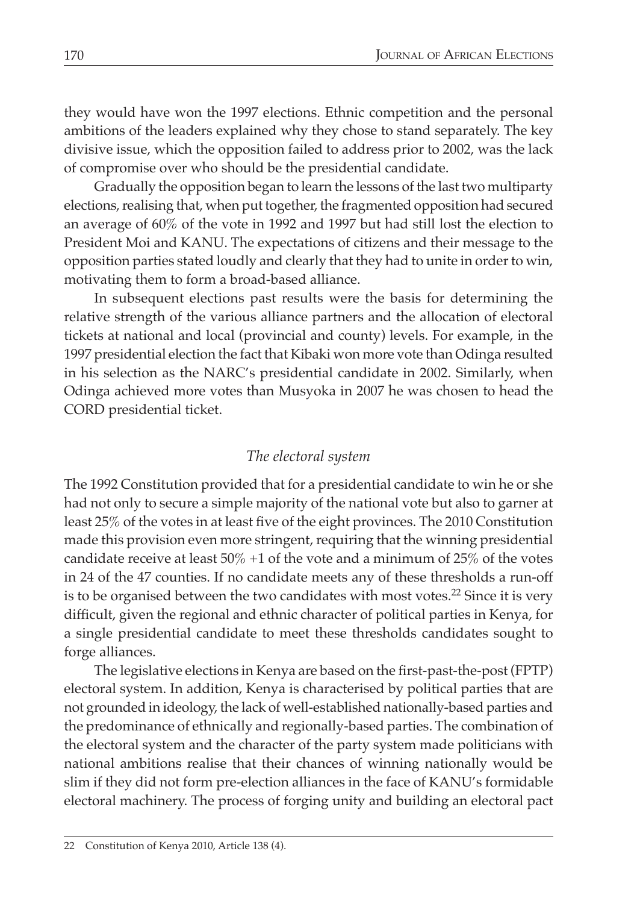they would have won the 1997 elections. Ethnic competition and the personal ambitions of the leaders explained why they chose to stand separately. The key divisive issue, which the opposition failed to address prior to 2002, was the lack of compromise over who should be the presidential candidate.

Gradually the opposition began to learn the lessons of the last two multiparty elections, realising that, when put together, the fragmented opposition had secured an average of 60% of the vote in 1992 and 1997 but had still lost the election to President Moi and KANU. The expectations of citizens and their message to the opposition parties stated loudly and clearly that they had to unite in order to win, motivating them to form a broad-based alliance.

In subsequent elections past results were the basis for determining the relative strength of the various alliance partners and the allocation of electoral tickets at national and local (provincial and county) levels. For example, in the 1997 presidential election the fact that Kibaki won more vote than Odinga resulted in his selection as the NARC's presidential candidate in 2002. Similarly, when Odinga achieved more votes than Musyoka in 2007 he was chosen to head the CORD presidential ticket.

### *The electoral system*

The 1992 Constitution provided that for a presidential candidate to win he or she had not only to secure a simple majority of the national vote but also to garner at least 25% of the votes in at least five of the eight provinces. The 2010 Constitution made this provision even more stringent, requiring that the winning presidential candidate receive at least 50% +1 of the vote and a minimum of 25% of the votes in 24 of the 47 counties. If no candidate meets any of these thresholds a run-off is to be organised between the two candidates with most votes.[22] Since it is very difficult, given the regional and ethnic character of political parties in Kenya, for a single presidential candidate to meet these thresholds candidates sought to forge alliances.

The legislative elections in Kenya are based on the first-past-the-post (FPTP) electoral system. In addition, Kenya is characterised by political parties that are not grounded in ideology, the lack of well-established nationally-based parties and the predominance of ethnically and regionally-based parties. The combination of the electoral system and the character of the party system made politicians with national ambitions realise that their chances of winning nationally would be slim if they did not form pre-election alliances in the face of KANU's formidable electoral machinery. The process of forging unity and building an electoral pact

---

22 Constitution of Kenya 2010, Article 138 (4).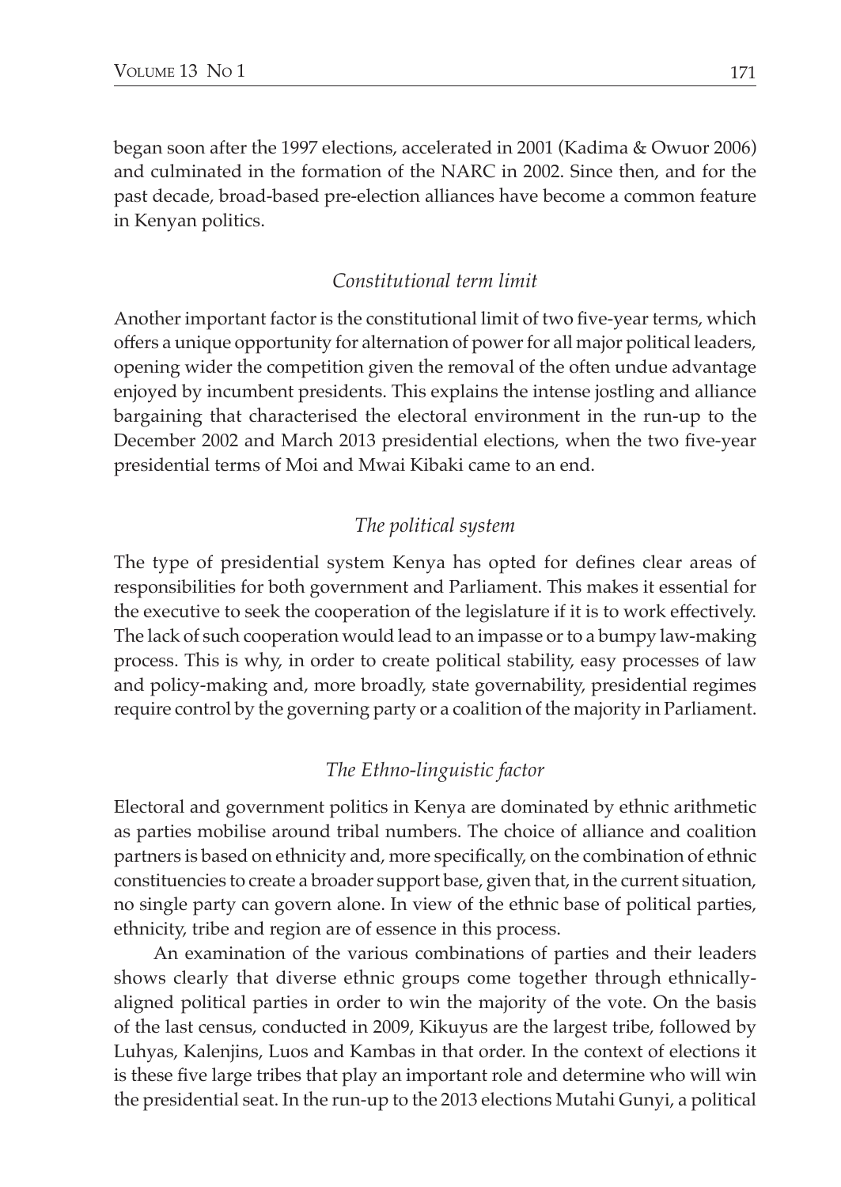began soon after the 1997 elections, accelerated in 2001 (Kadima & Owuor 2006) and culminated in the formation of the NARC in 2002. Since then, and for the past decade, broad-based pre-election alliances have become a common feature in Kenyan politics.

### *Constitutional term limit*

Another important factor is the constitutional limit of two five-year terms, which offers a unique opportunity for alternation of power for all major political leaders, opening wider the competition given the removal of the often undue advantage enjoyed by incumbent presidents. This explains the intense jostling and alliance bargaining that characterised the electoral environment in the run-up to the December 2002 and March 2013 presidential elections, when the two five-year presidential terms of Moi and Mwai Kibaki came to an end.

### *The political system*

The type of presidential system Kenya has opted for defines clear areas of responsibilities for both government and Parliament. This makes it essential for the executive to seek the cooperation of the legislature if it is to work effectively. The lack of such cooperation would lead to an impasse or to a bumpy law-making process. This is why, in order to create political stability, easy processes of law and policy-making and, more broadly, state governability, presidential regimes require control by the governing party or a coalition of the majority in Parliament.

### *The Ethno-linguistic factor*

Electoral and government politics in Kenya are dominated by ethnic arithmetic as parties mobilise around tribal numbers. The choice of alliance and coalition partners is based on ethnicity and, more specifically, on the combination of ethnic constituencies to create a broader support base, given that, in the current situation, no single party can govern alone. In view of the ethnic base of political parties, ethnicity, tribe and region are of essence in this process.

An examination of the various combinations of parties and their leaders shows clearly that diverse ethnic groups come together through ethnically-aligned political parties in order to win the majority of the vote. On the basis of the last census, conducted in 2009, Kikuyus are the largest tribe, followed by Luhyas, Kalenjins, Luos and Kambas in that order. In the context of elections it is these five large tribes that play an important role and determine who will win the presidential seat. In the run-up to the 2013 elections Mutahi Gunyi, a political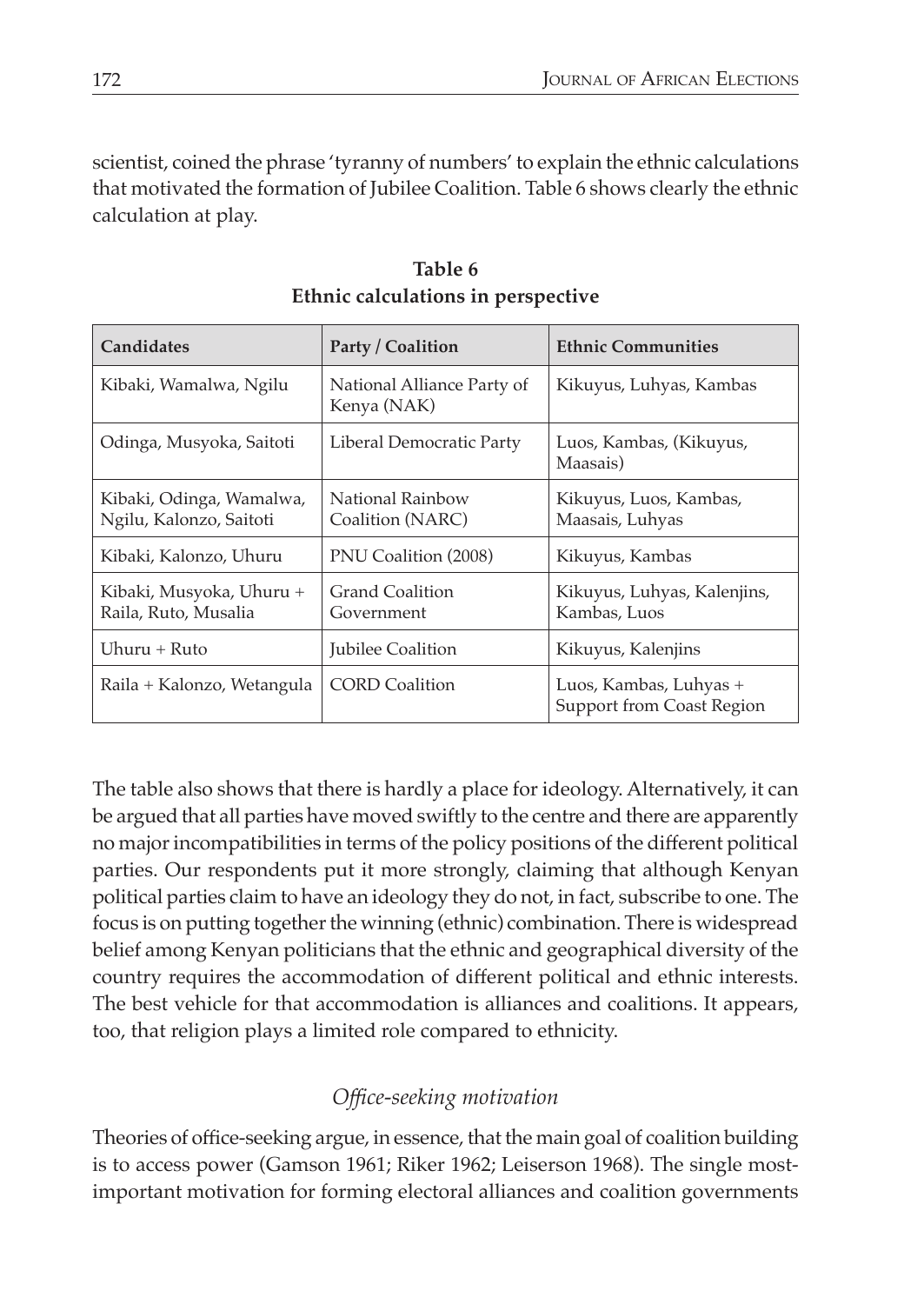scientist, coined the phrase 'tyranny of numbers' to explain the ethnic calculations that motivated the formation of Jubilee Coalition. Table 6 shows clearly the ethnic calculation at play.

**Table 6**
**Ethnic calculations in perspective**

| Candidates | Party / Coalition | Ethnic Communities |
|---|---|---|
| Kibaki, Wamalwa, Ngilu | National Alliance Party of Kenya (NAK) | Kikuyus, Luhyas, Kambas |
| Odinga, Musyoka, Saitoti | Liberal Democratic Party | Luos, Kambas, (Kikuyus, Maasais) |
| Kibaki, Odinga, Wamalwa, Ngilu, Kalonzo, Saitoti | National Rainbow Coalition (NARC) | Kikuyus, Luos, Kambas, Maasais, Luhyas |
| Kibaki, Kalonzo, Uhuru | PNU Coalition (2008) | Kikuyus, Kambas |
| Kibaki, Musyoka, Uhuru + Raila, Ruto, Musalia | Grand Coalition Government | Kikuyus, Luhyas, Kalenjins, Kambas, Luos |
| Uhuru + Ruto | Jubilee Coalition | Kikuyus, Kalenjins |
| Raila + Kalonzo, Wetangula | CORD Coalition | Luos, Kambas, Luhyas + Support from Coast Region |

The table also shows that there is hardly a place for ideology. Alternatively, it can be argued that all parties have moved swiftly to the centre and there are apparently no major incompatibilities in terms of the policy positions of the different political parties. Our respondents put it more strongly, claiming that although Kenyan political parties claim to have an ideology they do not, in fact, subscribe to one. The focus is on putting together the winning (ethnic) combination. There is widespread belief among Kenyan politicians that the ethnic and geographical diversity of the country requires the accommodation of different political and ethnic interests. The best vehicle for that accommodation is alliances and coalitions. It appears, too, that religion plays a limited role compared to ethnicity.

### *Office-seeking motivation*

Theories of office-seeking argue, in essence, that the main goal of coalition building is to access power (Gamson 1961; Riker 1962; Leiserson 1968). The single most-important motivation for forming electoral alliances and coalition governments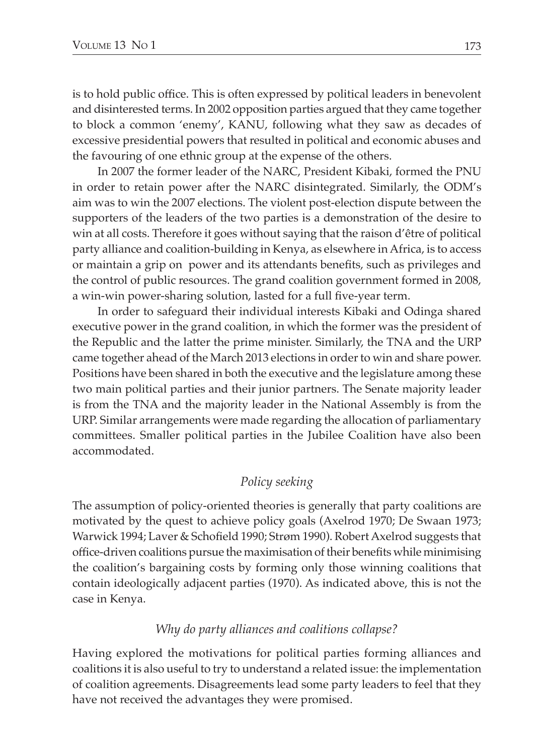is to hold public office. This is often expressed by political leaders in benevolent and disinterested terms. In 2002 opposition parties argued that they came together to block a common 'enemy', KANU, following what they saw as decades of excessive presidential powers that resulted in political and economic abuses and the favouring of one ethnic group at the expense of the others.

In 2007 the former leader of the NARC, President Kibaki, formed the PNU in order to retain power after the NARC disintegrated. Similarly, the ODM's aim was to win the 2007 elections. The violent post-election dispute between the supporters of the leaders of the two parties is a demonstration of the desire to win at all costs. Therefore it goes without saying that the raison d'être of political party alliance and coalition-building in Kenya, as elsewhere in Africa, is to access or maintain a grip on power and its attendants benefits, such as privileges and the control of public resources. The grand coalition government formed in 2008, a win-win power-sharing solution, lasted for a full five-year term.

In order to safeguard their individual interests Kibaki and Odinga shared executive power in the grand coalition, in which the former was the president of the Republic and the latter the prime minister. Similarly, the TNA and the URP came together ahead of the March 2013 elections in order to win and share power. Positions have been shared in both the executive and the legislature among these two main political parties and their junior partners. The Senate majority leader is from the TNA and the majority leader in the National Assembly is from the URP. Similar arrangements were made regarding the allocation of parliamentary committees. Smaller political parties in the Jubilee Coalition have also been accommodated.

### *Policy seeking*

The assumption of policy-oriented theories is generally that party coalitions are motivated by the quest to achieve policy goals (Axelrod 1970; De Swaan 1973; Warwick 1994; Laver & Schofield 1990; Strøm 1990). Robert Axelrod suggests that office-driven coalitions pursue the maximisation of their benefits while minimising the coalition's bargaining costs by forming only those winning coalitions that contain ideologically adjacent parties (1970). As indicated above, this is not the case in Kenya.

### *Why do party alliances and coalitions collapse?*

Having explored the motivations for political parties forming alliances and coalitions it is also useful to try to understand a related issue: the implementation of coalition agreements. Disagreements lead some party leaders to feel that they have not received the advantages they were promised.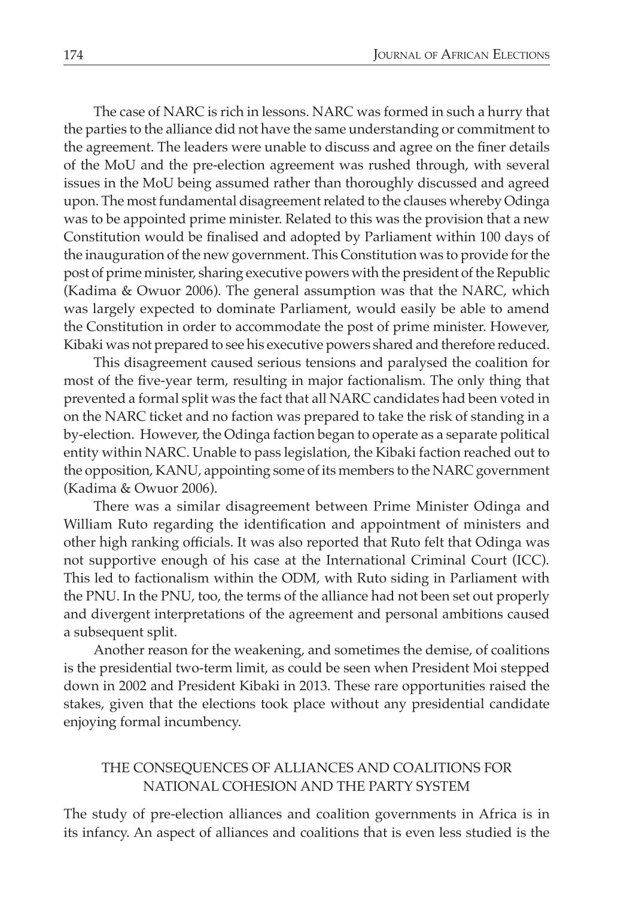The case of NARC is rich in lessons. NARC was formed in such a hurry that the parties to the alliance did not have the same understanding or commitment to the agreement. The leaders were unable to discuss and agree on the finer details of the MoU and the pre-election agreement was rushed through, with several issues in the MoU being assumed rather than thoroughly discussed and agreed upon. The most fundamental disagreement related to the clauses whereby Odinga was to be appointed prime minister. Related to this was the provision that a new Constitution would be finalised and adopted by Parliament within 100 days of the inauguration of the new government. This Constitution was to provide for the post of prime minister, sharing executive powers with the president of the Republic (Kadima & Owuor 2006). The general assumption was that the NARC, which was largely expected to dominate Parliament, would easily be able to amend the Constitution in order to accommodate the post of prime minister. However, Kibaki was not prepared to see his executive powers shared and therefore reduced.

This disagreement caused serious tensions and paralysed the coalition for most of the five-year term, resulting in major factionalism. The only thing that prevented a formal split was the fact that all NARC candidates had been voted in on the NARC ticket and no faction was prepared to take the risk of standing in a by-election. However, the Odinga faction began to operate as a separate political entity within NARC. Unable to pass legislation, the Kibaki faction reached out to the opposition, KANU, appointing some of its members to the NARC government (Kadima & Owuor 2006).

There was a similar disagreement between Prime Minister Odinga and William Ruto regarding the identification and appointment of ministers and other high ranking officials. It was also reported that Ruto felt that Odinga was not supportive enough of his case at the International Criminal Court (ICC). This led to factionalism within the ODM, with Ruto siding in Parliament with the PNU. In the PNU, too, the terms of the alliance had not been set out properly and divergent interpretations of the agreement and personal ambitions caused a subsequent split.

Another reason for the weakening, and sometimes the demise, of coalitions is the presidential two-term limit, as could be seen when President Moi stepped down in 2002 and President Kibaki in 2013. These rare opportunities raised the stakes, given that the elections took place without any presidential candidate enjoying formal incumbency.

## THE CONSEQUENCES OF ALLIANCES AND COALITIONS FOR NATIONAL COHESION AND THE PARTY SYSTEM

The study of pre-election alliances and coalition governments in Africa is in its infancy. An aspect of alliances and coalitions that is even less studied is the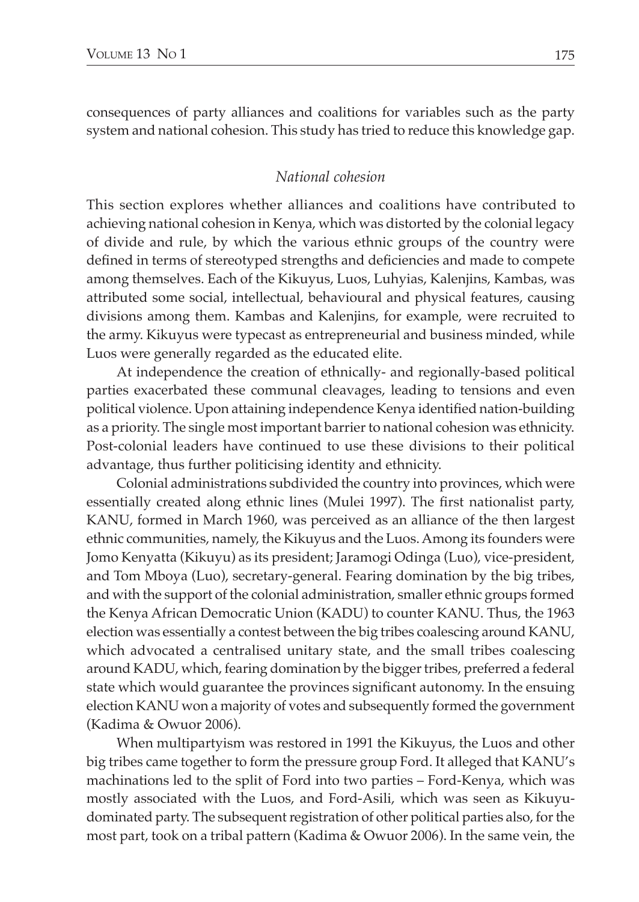consequences of party alliances and coalitions for variables such as the party system and national cohesion. This study has tried to reduce this knowledge gap.

### *National cohesion*

This section explores whether alliances and coalitions have contributed to achieving national cohesion in Kenya, which was distorted by the colonial legacy of divide and rule, by which the various ethnic groups of the country were defined in terms of stereotyped strengths and deficiencies and made to compete among themselves. Each of the Kikuyus, Luos, Luhyias, Kalenjins, Kambas, was attributed some social, intellectual, behavioural and physical features, causing divisions among them. Kambas and Kalenjins, for example, were recruited to the army. Kikuyus were typecast as entrepreneurial and business minded, while Luos were generally regarded as the educated elite.

At independence the creation of ethnically- and regionally-based political parties exacerbated these communal cleavages, leading to tensions and even political violence. Upon attaining independence Kenya identified nation-building as a priority. The single most important barrier to national cohesion was ethnicity. Post-colonial leaders have continued to use these divisions to their political advantage, thus further politicising identity and ethnicity.

Colonial administrations subdivided the country into provinces, which were essentially created along ethnic lines (Mulei 1997). The first nationalist party, KANU, formed in March 1960, was perceived as an alliance of the then largest ethnic communities, namely, the Kikuyus and the Luos. Among its founders were Jomo Kenyatta (Kikuyu) as its president; Jaramogi Odinga (Luo), vice-president, and Tom Mboya (Luo), secretary-general. Fearing domination by the big tribes, and with the support of the colonial administration, smaller ethnic groups formed the Kenya African Democratic Union (KADU) to counter KANU. Thus, the 1963 election was essentially a contest between the big tribes coalescing around KANU, which advocated a centralised unitary state, and the small tribes coalescing around KADU, which, fearing domination by the bigger tribes, preferred a federal state which would guarantee the provinces significant autonomy. In the ensuing election KANU won a majority of votes and subsequently formed the government (Kadima & Owuor 2006).

When multipartyism was restored in 1991 the Kikuyus, the Luos and other big tribes came together to form the pressure group Ford. It alleged that KANU's machinations led to the split of Ford into two parties – Ford-Kenya, which was mostly associated with the Luos, and Ford-Asili, which was seen as Kikuyu-dominated party. The subsequent registration of other political parties also, for the most part, took on a tribal pattern (Kadima & Owuor 2006). In the same vein, the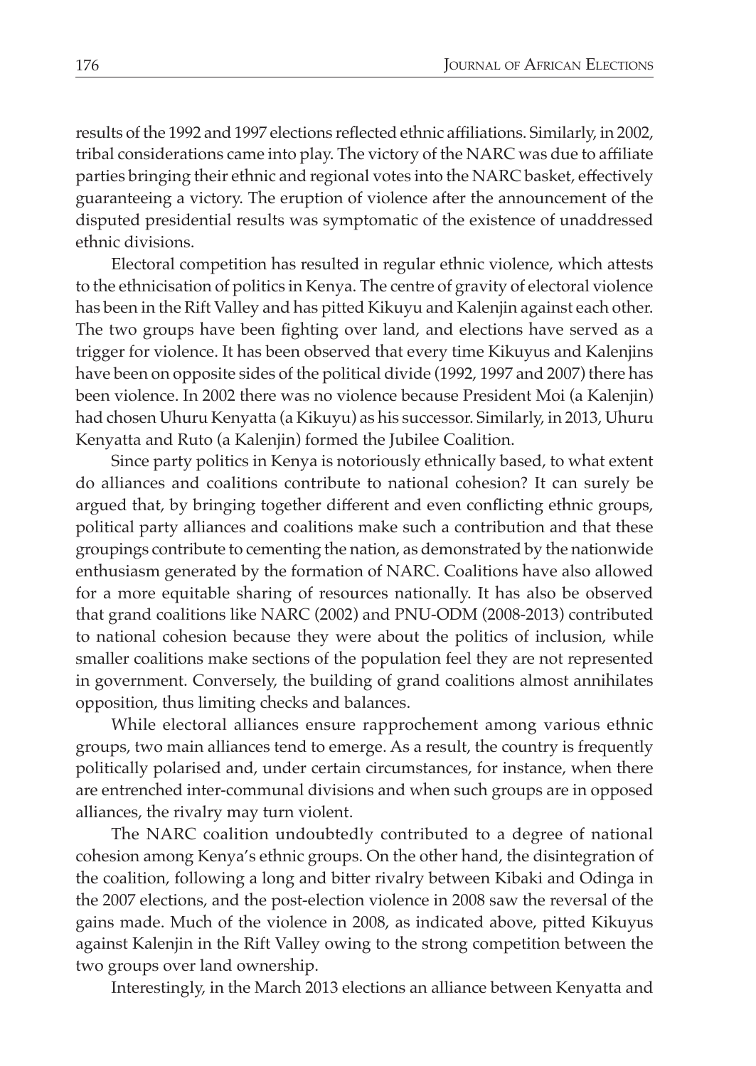results of the 1992 and 1997 elections reflected ethnic affiliations. Similarly, in 2002, tribal considerations came into play. The victory of the NARC was due to affiliate parties bringing their ethnic and regional votes into the NARC basket, effectively guaranteeing a victory. The eruption of violence after the announcement of the disputed presidential results was symptomatic of the existence of unaddressed ethnic divisions.

Electoral competition has resulted in regular ethnic violence, which attests to the ethnicisation of politics in Kenya. The centre of gravity of electoral violence has been in the Rift Valley and has pitted Kikuyu and Kalenjin against each other. The two groups have been fighting over land, and elections have served as a trigger for violence. It has been observed that every time Kikuyus and Kalenjins have been on opposite sides of the political divide (1992, 1997 and 2007) there has been violence. In 2002 there was no violence because President Moi (a Kalenjin) had chosen Uhuru Kenyatta (a Kikuyu) as his successor. Similarly, in 2013, Uhuru Kenyatta and Ruto (a Kalenjin) formed the Jubilee Coalition.

Since party politics in Kenya is notoriously ethnically based, to what extent do alliances and coalitions contribute to national cohesion? It can surely be argued that, by bringing together different and even conflicting ethnic groups, political party alliances and coalitions make such a contribution and that these groupings contribute to cementing the nation, as demonstrated by the nationwide enthusiasm generated by the formation of NARC. Coalitions have also allowed for a more equitable sharing of resources nationally. It has also be observed that grand coalitions like NARC (2002) and PNU-ODM (2008-2013) contributed to national cohesion because they were about the politics of inclusion, while smaller coalitions make sections of the population feel they are not represented in government. Conversely, the building of grand coalitions almost annihilates opposition, thus limiting checks and balances.

While electoral alliances ensure rapprochement among various ethnic groups, two main alliances tend to emerge. As a result, the country is frequently politically polarised and, under certain circumstances, for instance, when there are entrenched inter-communal divisions and when such groups are in opposed alliances, the rivalry may turn violent.

The NARC coalition undoubtedly contributed to a degree of national cohesion among Kenya's ethnic groups. On the other hand, the disintegration of the coalition, following a long and bitter rivalry between Kibaki and Odinga in the 2007 elections, and the post-election violence in 2008 saw the reversal of the gains made. Much of the violence in 2008, as indicated above, pitted Kikuyus against Kalenjin in the Rift Valley owing to the strong competition between the two groups over land ownership.

Interestingly, in the March 2013 elections an alliance between Kenyatta and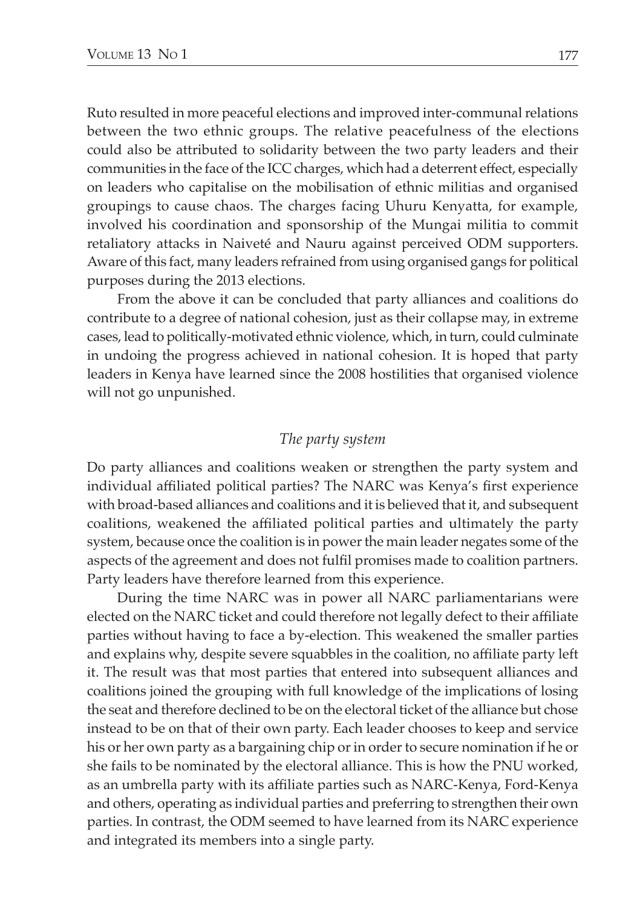Ruto resulted in more peaceful elections and improved inter-communal relations between the two ethnic groups. The relative peacefulness of the elections could also be attributed to solidarity between the two party leaders and their communities in the face of the ICC charges, which had a deterrent effect, especially on leaders who capitalise on the mobilisation of ethnic militias and organised groupings to cause chaos. The charges facing Uhuru Kenyatta, for example, involved his coordination and sponsorship of the Mungai militia to commit retaliatory attacks in Naiveté and Nauru against perceived ODM supporters. Aware of this fact, many leaders refrained from using organised gangs for political purposes during the 2013 elections.

From the above it can be concluded that party alliances and coalitions do contribute to a degree of national cohesion, just as their collapse may, in extreme cases, lead to politically-motivated ethnic violence, which, in turn, could culminate in undoing the progress achieved in national cohesion. It is hoped that party leaders in Kenya have learned since the 2008 hostilities that organised violence will not go unpunished.

### *The party system*

Do party alliances and coalitions weaken or strengthen the party system and individual affiliated political parties? The NARC was Kenya's first experience with broad-based alliances and coalitions and it is believed that it, and subsequent coalitions, weakened the affiliated political parties and ultimately the party system, because once the coalition is in power the main leader negates some of the aspects of the agreement and does not fulfil promises made to coalition partners. Party leaders have therefore learned from this experience.

During the time NARC was in power all NARC parliamentarians were elected on the NARC ticket and could therefore not legally defect to their affiliate parties without having to face a by-election. This weakened the smaller parties and explains why, despite severe squabbles in the coalition, no affiliate party left it. The result was that most parties that entered into subsequent alliances and coalitions joined the grouping with full knowledge of the implications of losing the seat and therefore declined to be on the electoral ticket of the alliance but chose instead to be on that of their own party. Each leader chooses to keep and service his or her own party as a bargaining chip or in order to secure nomination if he or she fails to be nominated by the electoral alliance. This is how the PNU worked, as an umbrella party with its affiliate parties such as NARC-Kenya, Ford-Kenya and others, operating as individual parties and preferring to strengthen their own parties. In contrast, the ODM seemed to have learned from its NARC experience and integrated its members into a single party.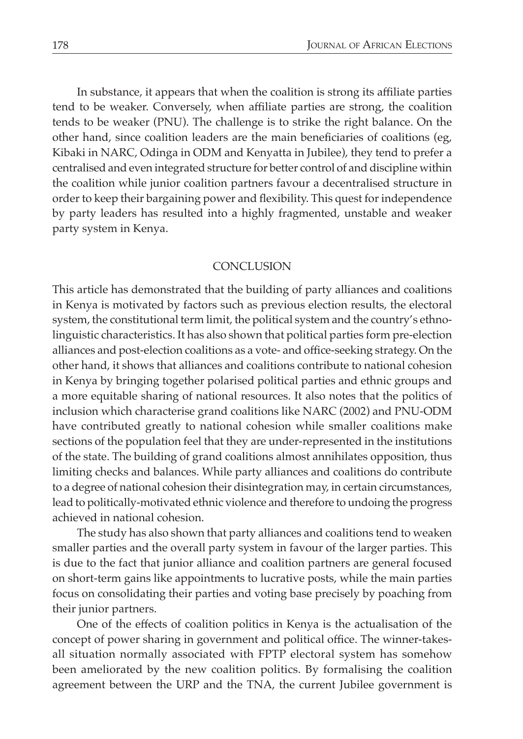In substance, it appears that when the coalition is strong its affiliate parties tend to be weaker. Conversely, when affiliate parties are strong, the coalition tends to be weaker (PNU). The challenge is to strike the right balance. On the other hand, since coalition leaders are the main beneficiaries of coalitions (eg, Kibaki in NARC, Odinga in ODM and Kenyatta in Jubilee), they tend to prefer a centralised and even integrated structure for better control of and discipline within the coalition while junior coalition partners favour a decentralised structure in order to keep their bargaining power and flexibility. This quest for independence by party leaders has resulted into a highly fragmented, unstable and weaker party system in Kenya.

## CONCLUSION

This article has demonstrated that the building of party alliances and coalitions in Kenya is motivated by factors such as previous election results, the electoral system, the constitutional term limit, the political system and the country's ethno-linguistic characteristics. It has also shown that political parties form pre-election alliances and post-election coalitions as a vote- and office-seeking strategy. On the other hand, it shows that alliances and coalitions contribute to national cohesion in Kenya by bringing together polarised political parties and ethnic groups and a more equitable sharing of national resources. It also notes that the politics of inclusion which characterise grand coalitions like NARC (2002) and PNU-ODM have contributed greatly to national cohesion while smaller coalitions make sections of the population feel that they are under-represented in the institutions of the state. The building of grand coalitions almost annihilates opposition, thus limiting checks and balances. While party alliances and coalitions do contribute to a degree of national cohesion their disintegration may, in certain circumstances, lead to politically-motivated ethnic violence and therefore to undoing the progress achieved in national cohesion.

The study has also shown that party alliances and coalitions tend to weaken smaller parties and the overall party system in favour of the larger parties. This is due to the fact that junior alliance and coalition partners are general focused on short-term gains like appointments to lucrative posts, while the main parties focus on consolidating their parties and voting base precisely by poaching from their junior partners.

One of the effects of coalition politics in Kenya is the actualisation of the concept of power sharing in government and political office. The winner-takes-all situation normally associated with FPTP electoral system has somehow been ameliorated by the new coalition politics. By formalising the coalition agreement between the URP and the TNA, the current Jubilee government is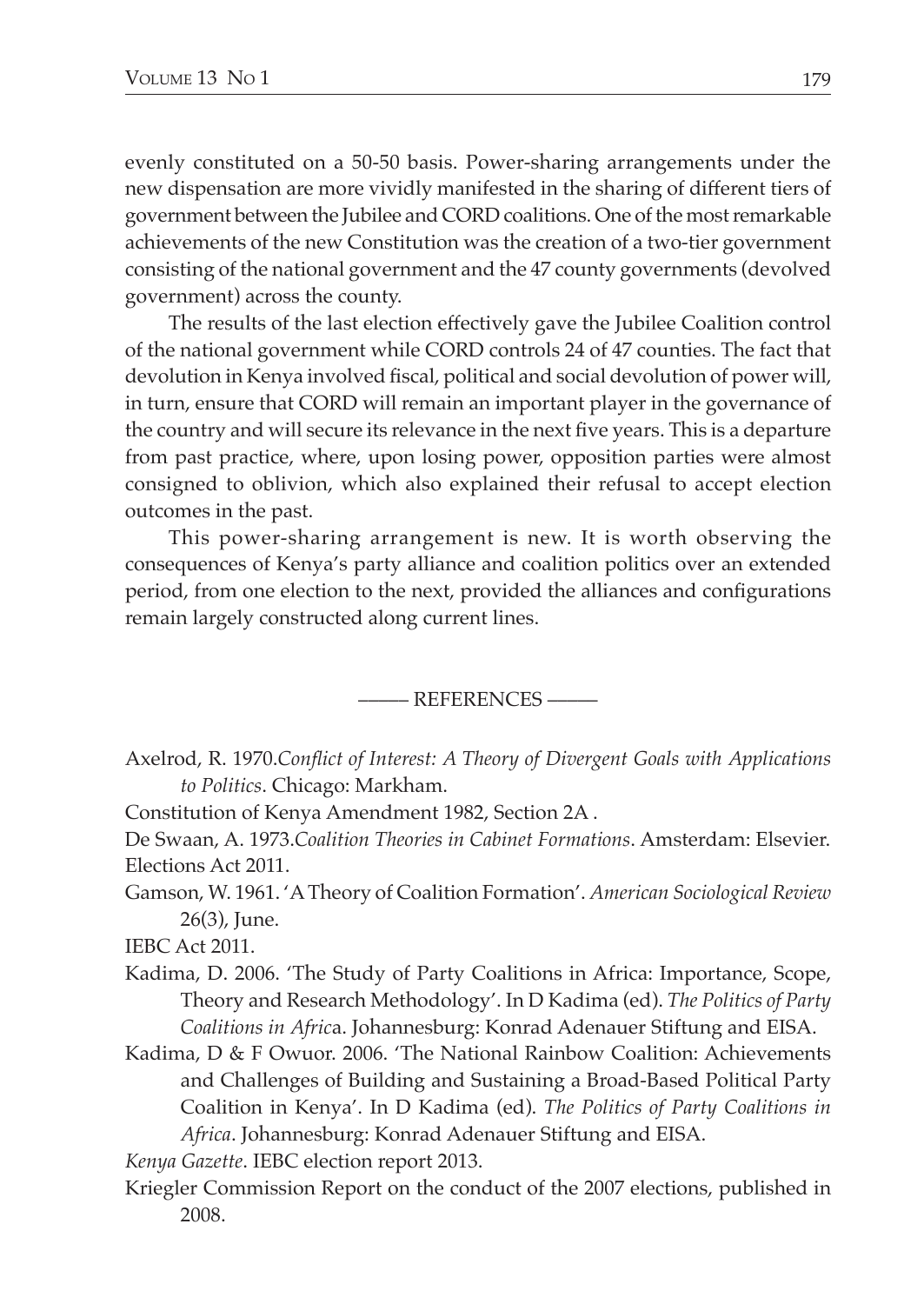evenly constituted on a 50-50 basis. Power-sharing arrangements under the new dispensation are more vividly manifested in the sharing of different tiers of government between the Jubilee and CORD coalitions. One of the most remarkable achievements of the new Constitution was the creation of a two-tier government consisting of the national government and the 47 county governments (devolved government) across the county.

The results of the last election effectively gave the Jubilee Coalition control of the national government while CORD controls 24 of 47 counties. The fact that devolution in Kenya involved fiscal, political and social devolution of power will, in turn, ensure that CORD will remain an important player in the governance of the country and will secure its relevance in the next five years. This is a departure from past practice, where, upon losing power, opposition parties were almost consigned to oblivion, which also explained their refusal to accept election outcomes in the past.

This power-sharing arrangement is new. It is worth observing the consequences of Kenya's party alliance and coalition politics over an extended period, from one election to the next, provided the alliances and configurations remain largely constructed along current lines.

## REFERENCES

Axelrod, R. 1970.*Conflict of Interest: A Theory of Divergent Goals with Applications to Politics*. Chicago: Markham.

Constitution of Kenya Amendment 1982, Section 2A .

De Swaan, A. 1973.*Coalition Theories in Cabinet Formations*. Amsterdam: Elsevier.

Elections Act 2011.

Gamson, W. 1961. 'A Theory of Coalition Formation'. *American Sociological Review* 26(3), June.

IEBC Act 2011.

Kadima, D. 2006. 'The Study of Party Coalitions in Africa: Importance, Scope, Theory and Research Methodology'. In D Kadima (ed). *The Politics of Party Coalitions in Afric*a. Johannesburg: Konrad Adenauer Stiftung and EISA.

Kadima, D & F Owuor. 2006. 'The National Rainbow Coalition: Achievements and Challenges of Building and Sustaining a Broad-Based Political Party Coalition in Kenya'. In D Kadima (ed). *The Politics of Party Coalitions in Africa*. Johannesburg: Konrad Adenauer Stiftung and EISA.

*Kenya Gazette*. IEBC election report 2013.

Kriegler Commission Report on the conduct of the 2007 elections, published in 2008.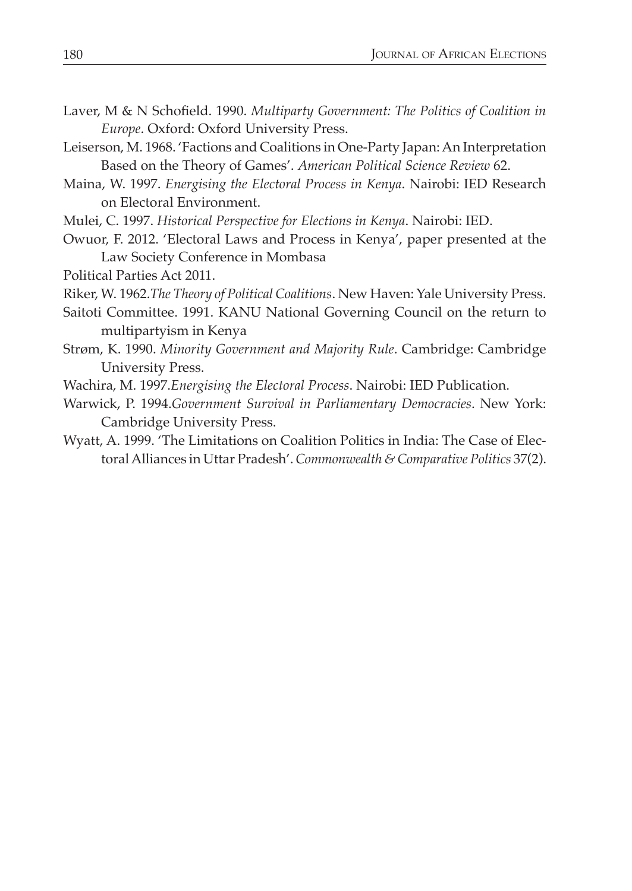Laver, M & N Schofield. 1990. *Multiparty Government: The Politics of Coalition in Europe*. Oxford: Oxford University Press.

Leiserson, M. 1968. 'Factions and Coalitions in One-Party Japan: An Interpretation Based on the Theory of Games'. *American Political Science Review* 62.

Maina, W. 1997. *Energising the Electoral Process in Kenya*. Nairobi: IED Research on Electoral Environment.

Mulei, C. 1997. *Historical Perspective for Elections in Kenya*. Nairobi: IED.

Owuor, F. 2012. 'Electoral Laws and Process in Kenya', paper presented at the Law Society Conference in Mombasa

Political Parties Act 2011.

Riker, W. 1962.*The Theory of Political Coalitions*. New Haven: Yale University Press.

Saitoti Committee. 1991. KANU National Governing Council on the return to multipartyism in Kenya

Strøm, K. 1990. *Minority Government and Majority Rule*. Cambridge: Cambridge University Press.

Wachira, M. 1997.*Energising the Electoral Process*. Nairobi: IED Publication.

Warwick, P. 1994.*Government Survival in Parliamentary Democracies*. New York: Cambridge University Press.

Wyatt, A. 1999. 'The Limitations on Coalition Politics in India: The Case of Electoral Alliances in Uttar Pradesh'. *Commonwealth & Comparative Politics* 37(2).